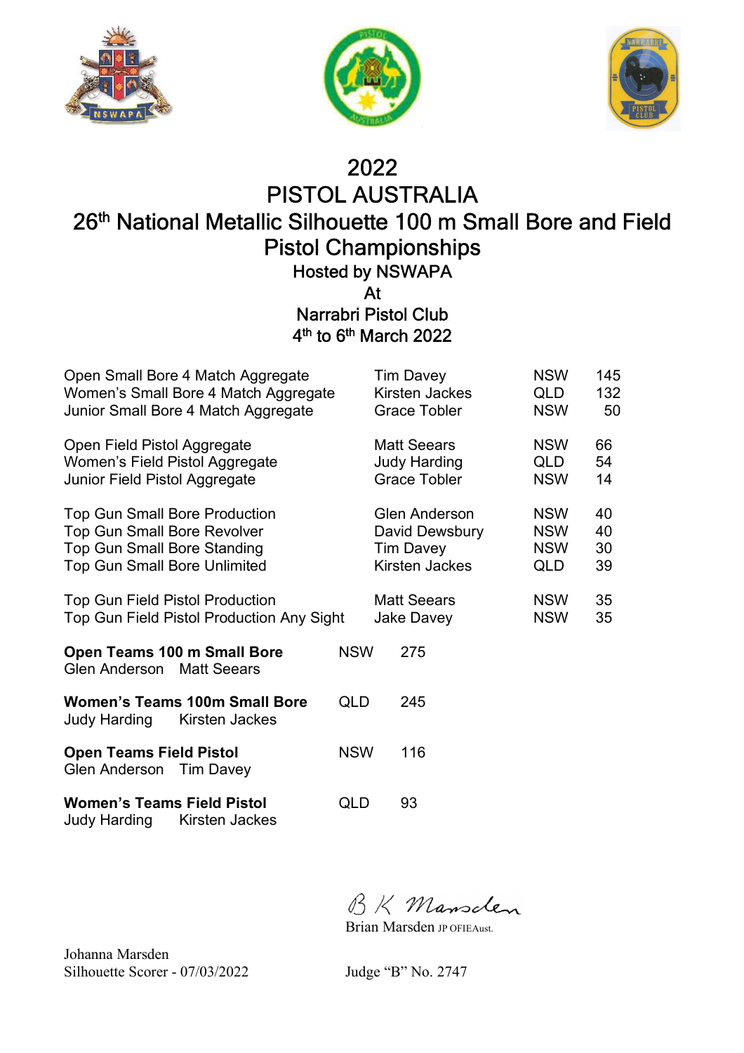# 2022
# PISTOL AUSTRALIA
## 26th National Metallic Silhouette 100 m Small Bore and Field Pistol Championships

### Hosted by NSWAPA
### At
### Narrabri Pistol Club
### 4th to 6th March 2022

| | | | |
|---|---|---|---|
| Open Small Bore 4 Match Aggregate | Tim Davey | NSW | 145 |
| Women's Small Bore 4 Match Aggregate | Kirsten Jackes | QLD | 132 |
| Junior Small Bore 4 Match Aggregate | Grace Tobler | NSW | 50 |
| | | | |
| Open Field Pistol Aggregate | Matt Seears | NSW | 66 |
| Women's Field Pistol Aggregate | Judy Harding | QLD | 54 |
| Junior Field Pistol Aggregate | Grace Tobler | NSW | 14 |
| | | | |
| Top Gun Small Bore Production | Glen Anderson | NSW | 40 |
| Top Gun Small Bore Revolver | David Dewsbury | NSW | 40 |
| Top Gun Small Bore Standing | Tim Davey | NSW | 30 |
| Top Gun Small Bore Unlimited | Kirsten Jackes | QLD | 39 |
| | | | |
| Top Gun Field Pistol Production | Matt Seears | NSW | 35 |
| Top Gun Field Pistol Production Any Sight | Jake Davey | NSW | 35 |

**Open Teams 100 m Small Bore** NSW 275
Glen Anderson Matt Seears

**Women's Teams 100m Small Bore** QLD 245
Judy Harding Kirsten Jackes

**Open Teams Field Pistol** NSW 116
Glen Anderson Tim Davey

**Women's Teams Field Pistol** QLD 93
Judy Harding Kirsten Jackes

B K Marsden
Brian Marsden JP OFIEAust.

Johanna Marsden
Silhouette Scorer - 07/03/2022

Judge "B" No. 2747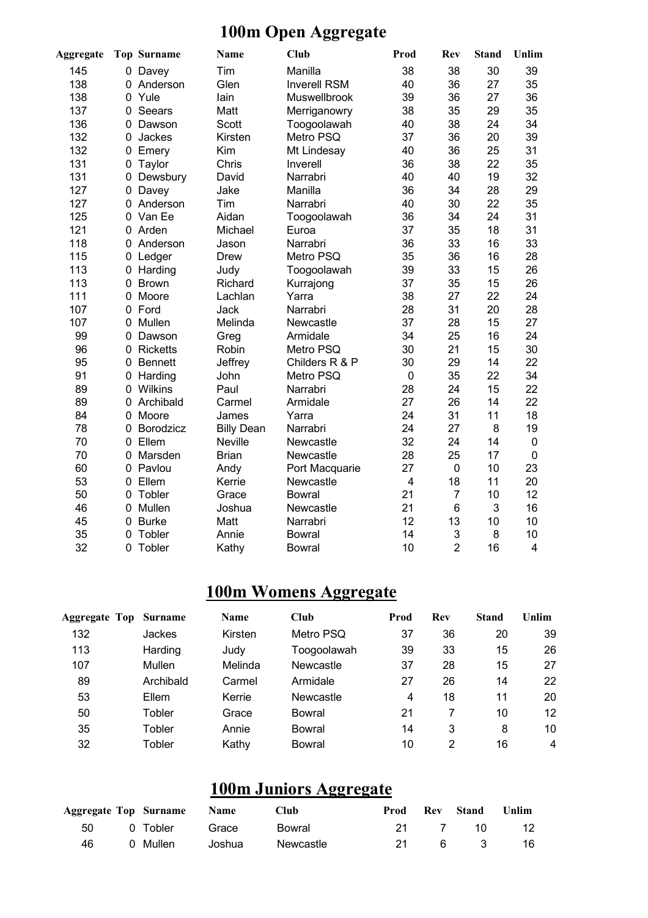# 100m Open Aggregate

| Aggregate | Top | Surname | Name | Club | Prod | Rev | Stand | Unlim |
|---|---|---|---|---|---|---|---|---|
| 145 | 0 | Davey | Tim | Manilla | 38 | 38 | 30 | 39 |
| 138 | 0 | Anderson | Glen | Inverell RSM | 40 | 36 | 27 | 35 |
| 138 | 0 | Yule | Iain | Muswellbrook | 39 | 36 | 27 | 36 |
| 137 | 0 | Seears | Matt | Merriganowry | 38 | 35 | 29 | 35 |
| 136 | 0 | Dawson | Scott | Toogoolawah | 40 | 38 | 24 | 34 |
| 132 | 0 | Jackes | Kirsten | Metro PSQ | 37 | 36 | 20 | 39 |
| 132 | 0 | Emery | Kim | Mt Lindesay | 40 | 36 | 25 | 31 |
| 131 | 0 | Taylor | Chris | Inverell | 36 | 38 | 22 | 35 |
| 131 | 0 | Dewsbury | David | Narrabri | 40 | 40 | 19 | 32 |
| 127 | 0 | Davey | Jake | Manilla | 36 | 34 | 28 | 29 |
| 127 | 0 | Anderson | Tim | Narrabri | 40 | 30 | 22 | 35 |
| 125 | 0 | Van Ee | Aidan | Toogoolawah | 36 | 34 | 24 | 31 |
| 121 | 0 | Arden | Michael | Euroa | 37 | 35 | 18 | 31 |
| 118 | 0 | Anderson | Jason | Narrabri | 36 | 33 | 16 | 33 |
| 115 | 0 | Ledger | Drew | Metro PSQ | 35 | 36 | 16 | 28 |
| 113 | 0 | Harding | Judy | Toogoolawah | 39 | 33 | 15 | 26 |
| 113 | 0 | Brown | Richard | Kurrajong | 37 | 35 | 15 | 26 |
| 111 | 0 | Moore | Lachlan | Yarra | 38 | 27 | 22 | 24 |
| 107 | 0 | Ford | Jack | Narrabri | 28 | 31 | 20 | 28 |
| 107 | 0 | Mullen | Melinda | Newcastle | 37 | 28 | 15 | 27 |
| 99 | 0 | Dawson | Greg | Armidale | 34 | 25 | 16 | 24 |
| 96 | 0 | Ricketts | Robin | Metro PSQ | 30 | 21 | 15 | 30 |
| 95 | 0 | Bennett | Jeffrey | Childers R & P | 30 | 29 | 14 | 22 |
| 91 | 0 | Harding | John | Metro PSQ | 0 | 35 | 22 | 34 |
| 89 | 0 | Wilkins | Paul | Narrabri | 28 | 24 | 15 | 22 |
| 89 | 0 | Archibald | Carmel | Armidale | 27 | 26 | 14 | 22 |
| 84 | 0 | Moore | James | Yarra | 24 | 31 | 11 | 18 |
| 78 | 0 | Borodzicz | Billy Dean | Narrabri | 24 | 27 | 8 | 19 |
| 70 | 0 | Ellem | Neville | Newcastle | 32 | 24 | 14 | 0 |
| 70 | 0 | Marsden | Brian | Newcastle | 28 | 25 | 17 | 0 |
| 60 | 0 | Pavlou | Andy | Port Macquarie | 27 | 0 | 10 | 23 |
| 53 | 0 | Ellem | Kerrie | Newcastle | 4 | 18 | 11 | 20 |
| 50 | 0 | Tobler | Grace | Bowral | 21 | 7 | 10 | 12 |
| 46 | 0 | Mullen | Joshua | Newcastle | 21 | 6 | 3 | 16 |
| 45 | 0 | Burke | Matt | Narrabri | 12 | 13 | 10 | 10 |
| 35 | 0 | Tobler | Annie | Bowral | 14 | 3 | 8 | 10 |
| 32 | 0 | Tobler | Kathy | Bowral | 10 | 2 | 16 | 4 |

# 100m Womens Aggregate

| Aggregate | Top | Surname | Name | Club | Prod | Rev | Stand | Unlim |
|---|---|---|---|---|---|---|---|---|
| 132 | | Jackes | Kirsten | Metro PSQ | 37 | 36 | 20 | 39 |
| 113 | | Harding | Judy | Toogoolawah | 39 | 33 | 15 | 26 |
| 107 | | Mullen | Melinda | Newcastle | 37 | 28 | 15 | 27 |
| 89 | | Archibald | Carmel | Armidale | 27 | 26 | 14 | 22 |
| 53 | | Ellem | Kerrie | Newcastle | 4 | 18 | 11 | 20 |
| 50 | | Tobler | Grace | Bowral | 21 | 7 | 10 | 12 |
| 35 | | Tobler | Annie | Bowral | 14 | 3 | 8 | 10 |
| 32 | | Tobler | Kathy | Bowral | 10 | 2 | 16 | 4 |

# 100m Juniors Aggregate

| Aggregate | Top | Surname | Name | Club | Prod | Rev | Stand | Unlim |
|---|---|---|---|---|---|---|---|---|
| 50 | 0 | Tobler | Grace | Bowral | 21 | 7 | 10 | 12 |
| 46 | 0 | Mullen | Joshua | Newcastle | 21 | 6 | 3 | 16 |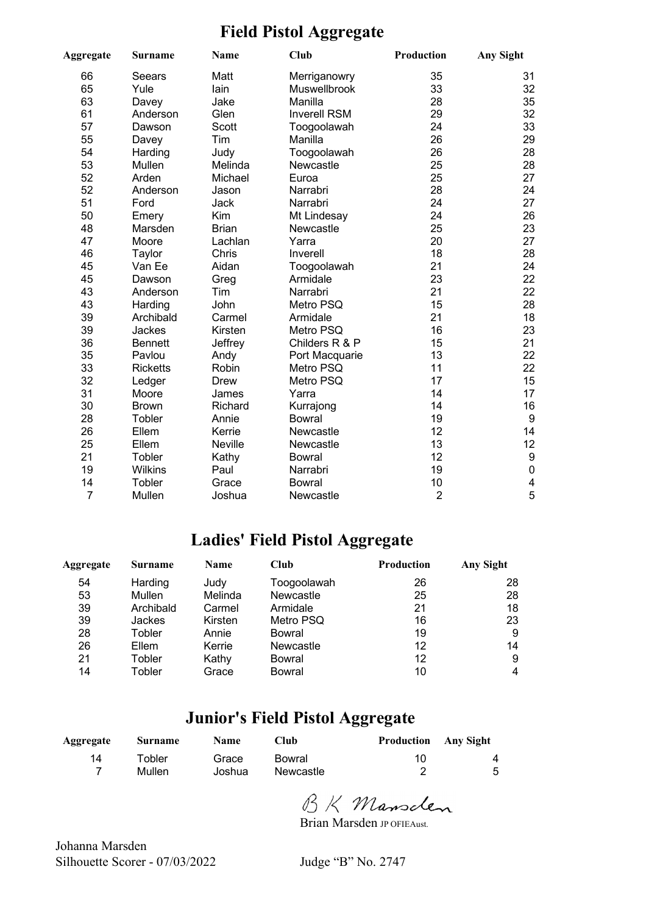# Field Pistol Aggregate

| Aggregate | Surname | Name | Club | Production | Any Sight |
|---|---|---|---|---|---|
| 66 | Seears | Matt | Merriganowry | 35 | 31 |
| 65 | Yule | Iain | Muswellbrook | 33 | 32 |
| 63 | Davey | Jake | Manilla | 28 | 35 |
| 61 | Anderson | Glen | Inverell RSM | 29 | 32 |
| 57 | Dawson | Scott | Toogoolawah | 24 | 33 |
| 55 | Davey | Tim | Manilla | 26 | 29 |
| 54 | Harding | Judy | Toogoolawah | 26 | 28 |
| 53 | Mullen | Melinda | Newcastle | 25 | 28 |
| 52 | Arden | Michael | Euroa | 25 | 27 |
| 52 | Anderson | Jason | Narrabri | 28 | 24 |
| 51 | Ford | Jack | Narrabri | 24 | 27 |
| 50 | Emery | Kim | Mt Lindesay | 24 | 26 |
| 48 | Marsden | Brian | Newcastle | 25 | 23 |
| 47 | Moore | Lachlan | Yarra | 20 | 27 |
| 46 | Taylor | Chris | Inverell | 18 | 28 |
| 45 | Van Ee | Aidan | Toogoolawah | 21 | 24 |
| 45 | Dawson | Greg | Armidale | 23 | 22 |
| 43 | Anderson | Tim | Narrabri | 21 | 22 |
| 43 | Harding | John | Metro PSQ | 15 | 28 |
| 39 | Archibald | Carmel | Armidale | 21 | 18 |
| 39 | Jackes | Kirsten | Metro PSQ | 16 | 23 |
| 36 | Bennett | Jeffrey | Childers R & P | 15 | 21 |
| 35 | Pavlou | Andy | Port Macquarie | 13 | 22 |
| 33 | Ricketts | Robin | Metro PSQ | 11 | 22 |
| 32 | Ledger | Drew | Metro PSQ | 17 | 15 |
| 31 | Moore | James | Yarra | 14 | 17 |
| 30 | Brown | Richard | Kurrajong | 14 | 16 |
| 28 | Tobler | Annie | Bowral | 19 | 9 |
| 26 | Ellem | Kerrie | Newcastle | 12 | 14 |
| 25 | Ellem | Neville | Newcastle | 13 | 12 |
| 21 | Tobler | Kathy | Bowral | 12 | 9 |
| 19 | Wilkins | Paul | Narrabri | 19 | 0 |
| 14 | Tobler | Grace | Bowral | 10 | 4 |
| 7 | Mullen | Joshua | Newcastle | 2 | 5 |

# Ladies' Field Pistol Aggregate

| Aggregate | Surname | Name | Club | Production | Any Sight |
|---|---|---|---|---|---|
| 54 | Harding | Judy | Toogoolawah | 26 | 28 |
| 53 | Mullen | Melinda | Newcastle | 25 | 28 |
| 39 | Archibald | Carmel | Armidale | 21 | 18 |
| 39 | Jackes | Kirsten | Metro PSQ | 16 | 23 |
| 28 | Tobler | Annie | Bowral | 19 | 9 |
| 26 | Ellem | Kerrie | Newcastle | 12 | 14 |
| 21 | Tobler | Kathy | Bowral | 12 | 9 |
| 14 | Tobler | Grace | Bowral | 10 | 4 |

# Junior's Field Pistol Aggregate

| Aggregate | Surname | Name | Club | Production | Any Sight |
|---|---|---|---|---|---|
| 14 | Tobler | Grace | Bowral | 10 | 4 |
| 7 | Mullen | Joshua | Newcastle | 2 | 5 |

B K Marsden

Brian Marsden JP OFIEAust.

Johanna Marsden
Silhouette Scorer - 07/03/2022

Judge "B" No. 2747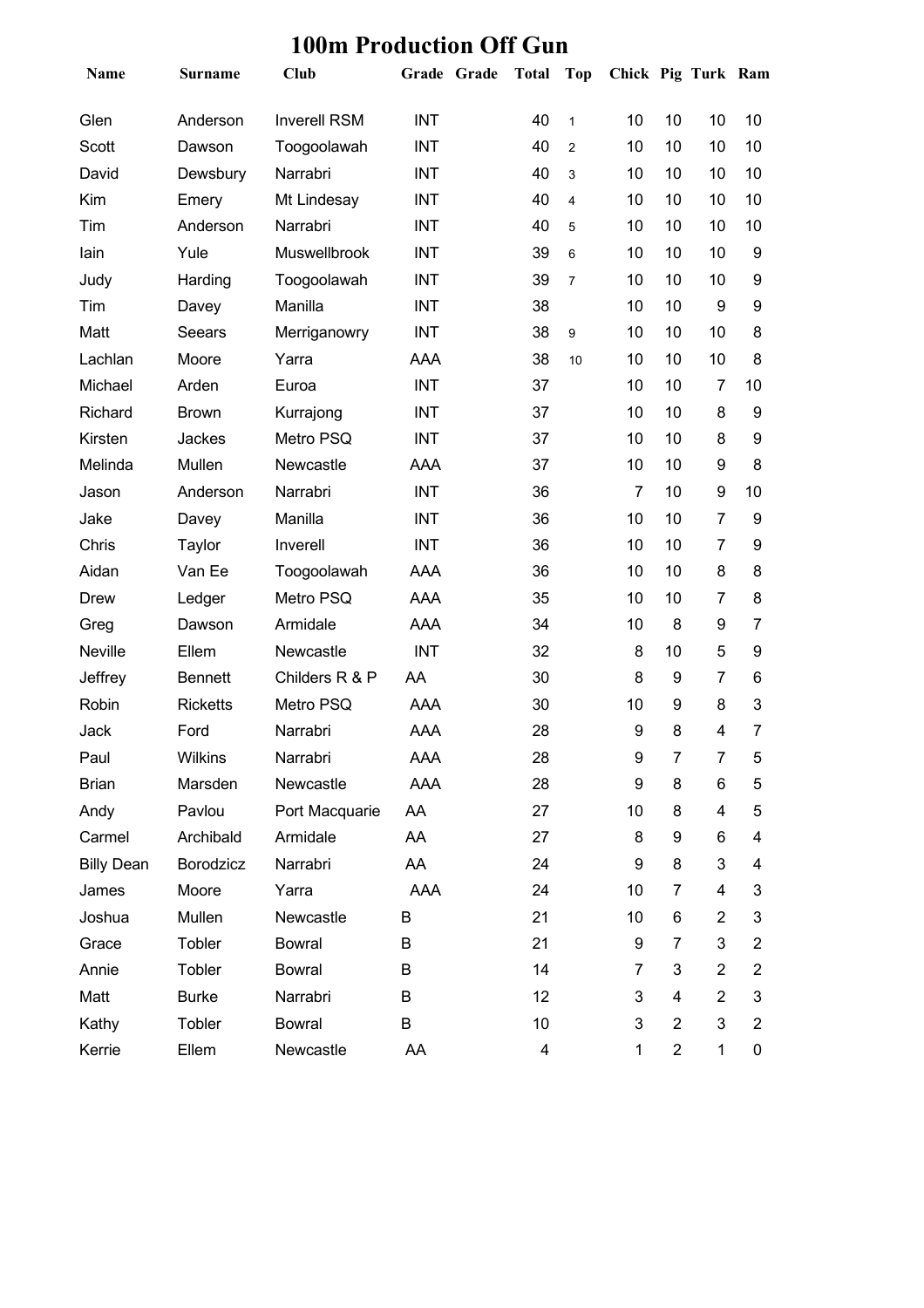# 100m Production Off Gun

| Name | Surname | Club | Grade | Grade | Total | Top | Chick | Pig | Turk | Ram |
|---|---|---|---|---|---|---|---|---|---|---|
| Glen | Anderson | Inverell RSM | INT | | 40 | 1 | 10 | 10 | 10 | 10 |
| Scott | Dawson | Toogoolawah | INT | | 40 | 2 | 10 | 10 | 10 | 10 |
| David | Dewsbury | Narrabri | INT | | 40 | 3 | 10 | 10 | 10 | 10 |
| Kim | Emery | Mt Lindesay | INT | | 40 | 4 | 10 | 10 | 10 | 10 |
| Tim | Anderson | Narrabri | INT | | 40 | 5 | 10 | 10 | 10 | 10 |
| Iain | Yule | Muswellbrook | INT | | 39 | 6 | 10 | 10 | 10 | 9 |
| Judy | Harding | Toogoolawah | INT | | 39 | 7 | 10 | 10 | 10 | 9 |
| Tim | Davey | Manilla | INT | | 38 | | 10 | 10 | 9 | 9 |
| Matt | Seears | Merriganowry | INT | | 38 | 9 | 10 | 10 | 10 | 8 |
| Lachlan | Moore | Yarra | AAA | | 38 | 10 | 10 | 10 | 10 | 8 |
| Michael | Arden | Euroa | INT | | 37 | | 10 | 10 | 7 | 10 |
| Richard | Brown | Kurrajong | INT | | 37 | | 10 | 10 | 8 | 9 |
| Kirsten | Jackes | Metro PSQ | INT | | 37 | | 10 | 10 | 8 | 9 |
| Melinda | Mullen | Newcastle | AAA | | 37 | | 10 | 10 | 9 | 8 |
| Jason | Anderson | Narrabri | INT | | 36 | | 7 | 10 | 9 | 10 |
| Jake | Davey | Manilla | INT | | 36 | | 10 | 10 | 7 | 9 |
| Chris | Taylor | Inverell | INT | | 36 | | 10 | 10 | 7 | 9 |
| Aidan | Van Ee | Toogoolawah | AAA | | 36 | | 10 | 10 | 8 | 8 |
| Drew | Ledger | Metro PSQ | AAA | | 35 | | 10 | 10 | 7 | 8 |
| Greg | Dawson | Armidale | AAA | | 34 | | 10 | 8 | 9 | 7 |
| Neville | Ellem | Newcastle | INT | | 32 | | 8 | 10 | 5 | 9 |
| Jeffrey | Bennett | Childers R & P | AA | | 30 | | 8 | 9 | 7 | 6 |
| Robin | Ricketts | Metro PSQ | AAA | | 30 | | 10 | 9 | 8 | 3 |
| Jack | Ford | Narrabri | AAA | | 28 | | 9 | 8 | 4 | 7 |
| Paul | Wilkins | Narrabri | AAA | | 28 | | 9 | 7 | 7 | 5 |
| Brian | Marsden | Newcastle | AAA | | 28 | | 9 | 8 | 6 | 5 |
| Andy | Pavlou | Port Macquarie | AA | | 27 | | 10 | 8 | 4 | 5 |
| Carmel | Archibald | Armidale | AA | | 27 | | 8 | 9 | 6 | 4 |
| Billy Dean | Borodzicz | Narrabri | AA | | 24 | | 9 | 8 | 3 | 4 |
| James | Moore | Yarra | AAA | | 24 | | 10 | 7 | 4 | 3 |
| Joshua | Mullen | Newcastle | B | | 21 | | 10 | 6 | 2 | 3 |
| Grace | Tobler | Bowral | B | | 21 | | 9 | 7 | 3 | 2 |
| Annie | Tobler | Bowral | B | | 14 | | 7 | 3 | 2 | 2 |
| Matt | Burke | Narrabri | B | | 12 | | 3 | 4 | 2 | 3 |
| Kathy | Tobler | Bowral | B | | 10 | | 3 | 2 | 3 | 2 |
| Kerrie | Ellem | Newcastle | AA | | 4 | | 1 | 2 | 1 | 0 |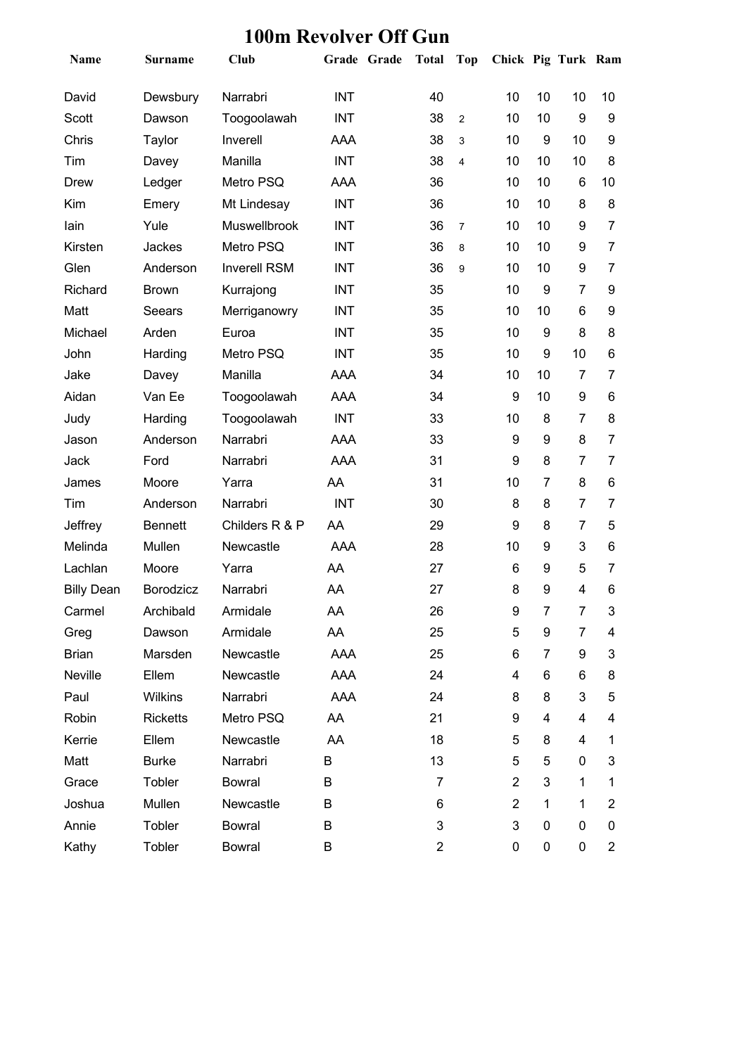# 100m Revolver Off Gun

| Name | Surname | Club | Grade | Grade | Total | Top | Chick | Pig | Turk | Ram |
|---|---|---|---|---|---|---|---|---|---|---|
| David | Dewsbury | Narrabri | INT | | 40 | | 10 | 10 | 10 | 10 |
| Scott | Dawson | Toogoolawah | INT | | 38 | 2 | 10 | 10 | 9 | 9 |
| Chris | Taylor | Inverell | AAA | | 38 | 3 | 10 | 9 | 10 | 9 |
| Tim | Davey | Manilla | INT | | 38 | 4 | 10 | 10 | 10 | 8 |
| Drew | Ledger | Metro PSQ | AAA | | 36 | | 10 | 10 | 6 | 10 |
| Kim | Emery | Mt Lindesay | INT | | 36 | | 10 | 10 | 8 | 8 |
| Iain | Yule | Muswellbrook | INT | | 36 | 7 | 10 | 10 | 9 | 7 |
| Kirsten | Jackes | Metro PSQ | INT | | 36 | 8 | 10 | 10 | 9 | 7 |
| Glen | Anderson | Inverell RSM | INT | | 36 | 9 | 10 | 10 | 9 | 7 |
| Richard | Brown | Kurrajong | INT | | 35 | | 10 | 9 | 7 | 9 |
| Matt | Seears | Merriganowry | INT | | 35 | | 10 | 10 | 6 | 9 |
| Michael | Arden | Euroa | INT | | 35 | | 10 | 9 | 8 | 8 |
| John | Harding | Metro PSQ | INT | | 35 | | 10 | 9 | 10 | 6 |
| Jake | Davey | Manilla | AAA | | 34 | | 10 | 10 | 7 | 7 |
| Aidan | Van Ee | Toogoolawah | AAA | | 34 | | 9 | 10 | 9 | 6 |
| Judy | Harding | Toogoolawah | INT | | 33 | | 10 | 8 | 7 | 8 |
| Jason | Anderson | Narrabri | AAA | | 33 | | 9 | 9 | 8 | 7 |
| Jack | Ford | Narrabri | AAA | | 31 | | 9 | 8 | 7 | 7 |
| James | Moore | Yarra | AA | | 31 | | 10 | 7 | 8 | 6 |
| Tim | Anderson | Narrabri | INT | | 30 | | 8 | 8 | 7 | 7 |
| Jeffrey | Bennett | Childers R & P | AA | | 29 | | 9 | 8 | 7 | 5 |
| Melinda | Mullen | Newcastle | AAA | | 28 | | 10 | 9 | 3 | 6 |
| Lachlan | Moore | Yarra | AA | | 27 | | 6 | 9 | 5 | 7 |
| Billy Dean | Borodzicz | Narrabri | AA | | 27 | | 8 | 9 | 4 | 6 |
| Carmel | Archibald | Armidale | AA | | 26 | | 9 | 7 | 7 | 3 |
| Greg | Dawson | Armidale | AA | | 25 | | 5 | 9 | 7 | 4 |
| Brian | Marsden | Newcastle | AAA | | 25 | | 6 | 7 | 9 | 3 |
| Neville | Ellem | Newcastle | AAA | | 24 | | 4 | 6 | 6 | 8 |
| Paul | Wilkins | Narrabri | AAA | | 24 | | 8 | 8 | 3 | 5 |
| Robin | Ricketts | Metro PSQ | AA | | 21 | | 9 | 4 | 4 | 4 |
| Kerrie | Ellem | Newcastle | AA | | 18 | | 5 | 8 | 4 | 1 |
| Matt | Burke | Narrabri | B | | 13 | | 5 | 5 | 0 | 3 |
| Grace | Tobler | Bowral | B | | 7 | | 2 | 3 | 1 | 1 |
| Joshua | Mullen | Newcastle | B | | 6 | | 2 | 1 | 1 | 2 |
| Annie | Tobler | Bowral | B | | 3 | | 3 | 0 | 0 | 0 |
| Kathy | Tobler | Bowral | B | | 2 | | 0 | 0 | 0 | 2 |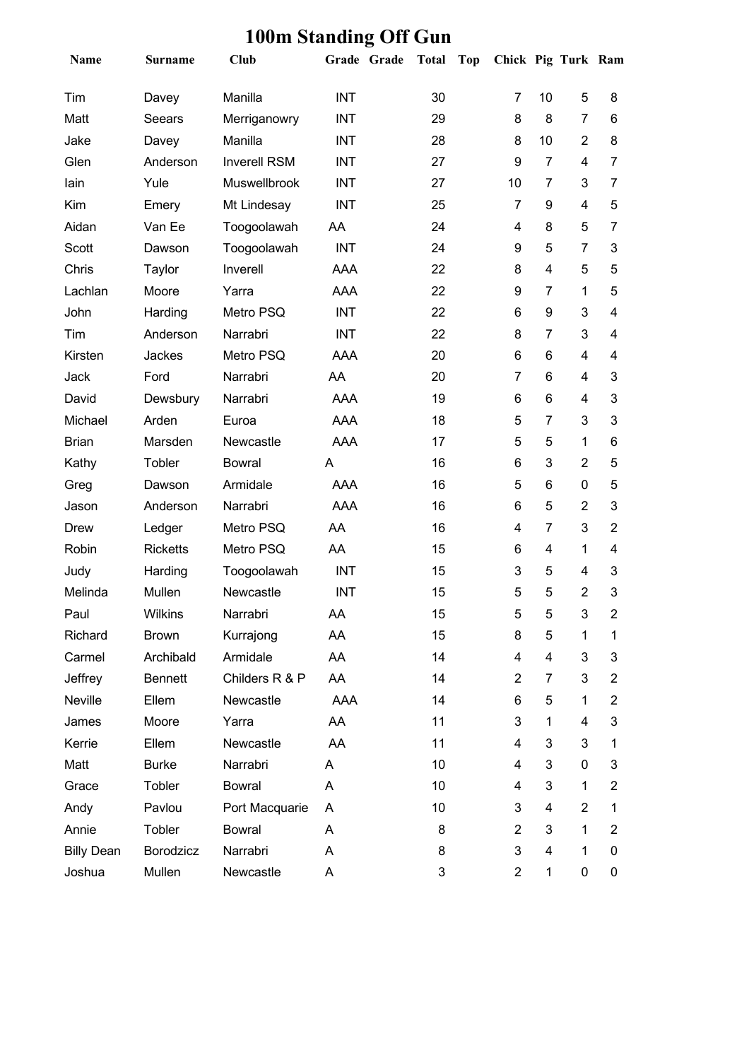# 100m Standing Off Gun

| Name | Surname | Club | Grade | Grade | Total | Top | Chick | Pig | Turk | Ram |
|---|---|---|---|---|---|---|---|---|---|---|
| Tim | Davey | Manilla | INT | | 30 | | 7 | 10 | 5 | 8 |
| Matt | Seears | Merriganowry | INT | | 29 | | 8 | 8 | 7 | 6 |
| Jake | Davey | Manilla | INT | | 28 | | 8 | 10 | 2 | 8 |
| Glen | Anderson | Inverell RSM | INT | | 27 | | 9 | 7 | 4 | 7 |
| Iain | Yule | Muswellbrook | INT | | 27 | | 10 | 7 | 3 | 7 |
| Kim | Emery | Mt Lindesay | INT | | 25 | | 7 | 9 | 4 | 5 |
| Aidan | Van Ee | Toogoolawah | AA | | 24 | | 4 | 8 | 5 | 7 |
| Scott | Dawson | Toogoolawah | INT | | 24 | | 9 | 5 | 7 | 3 |
| Chris | Taylor | Inverell | AAA | | 22 | | 8 | 4 | 5 | 5 |
| Lachlan | Moore | Yarra | AAA | | 22 | | 9 | 7 | 1 | 5 |
| John | Harding | Metro PSQ | INT | | 22 | | 6 | 9 | 3 | 4 |
| Tim | Anderson | Narrabri | INT | | 22 | | 8 | 7 | 3 | 4 |
| Kirsten | Jackes | Metro PSQ | AAA | | 20 | | 6 | 6 | 4 | 4 |
| Jack | Ford | Narrabri | AA | | 20 | | 7 | 6 | 4 | 3 |
| David | Dewsbury | Narrabri | AAA | | 19 | | 6 | 6 | 4 | 3 |
| Michael | Arden | Euroa | AAA | | 18 | | 5 | 7 | 3 | 3 |
| Brian | Marsden | Newcastle | AAA | | 17 | | 5 | 5 | 1 | 6 |
| Kathy | Tobler | Bowral | A | | 16 | | 6 | 3 | 2 | 5 |
| Greg | Dawson | Armidale | AAA | | 16 | | 5 | 6 | 0 | 5 |
| Jason | Anderson | Narrabri | AAA | | 16 | | 6 | 5 | 2 | 3 |
| Drew | Ledger | Metro PSQ | AA | | 16 | | 4 | 7 | 3 | 2 |
| Robin | Ricketts | Metro PSQ | AA | | 15 | | 6 | 4 | 1 | 4 |
| Judy | Harding | Toogoolawah | INT | | 15 | | 3 | 5 | 4 | 3 |
| Melinda | Mullen | Newcastle | INT | | 15 | | 5 | 5 | 2 | 3 |
| Paul | Wilkins | Narrabri | AA | | 15 | | 5 | 5 | 3 | 2 |
| Richard | Brown | Kurrajong | AA | | 15 | | 8 | 5 | 1 | 1 |
| Carmel | Archibald | Armidale | AA | | 14 | | 4 | 4 | 3 | 3 |
| Jeffrey | Bennett | Childers R & P | AA | | 14 | | 2 | 7 | 3 | 2 |
| Neville | Ellem | Newcastle | AAA | | 14 | | 6 | 5 | 1 | 2 |
| James | Moore | Yarra | AA | | 11 | | 3 | 1 | 4 | 3 |
| Kerrie | Ellem | Newcastle | AA | | 11 | | 4 | 3 | 3 | 1 |
| Matt | Burke | Narrabri | A | | 10 | | 4 | 3 | 0 | 3 |
| Grace | Tobler | Bowral | A | | 10 | | 4 | 3 | 1 | 2 |
| Andy | Pavlou | Port Macquarie | A | | 10 | | 3 | 4 | 2 | 1 |
| Annie | Tobler | Bowral | A | | 8 | | 2 | 3 | 1 | 2 |
| Billy Dean | Borodzicz | Narrabri | A | | 8 | | 3 | 4 | 1 | 0 |
| Joshua | Mullen | Newcastle | A | | 3 | | 2 | 1 | 0 | 0 |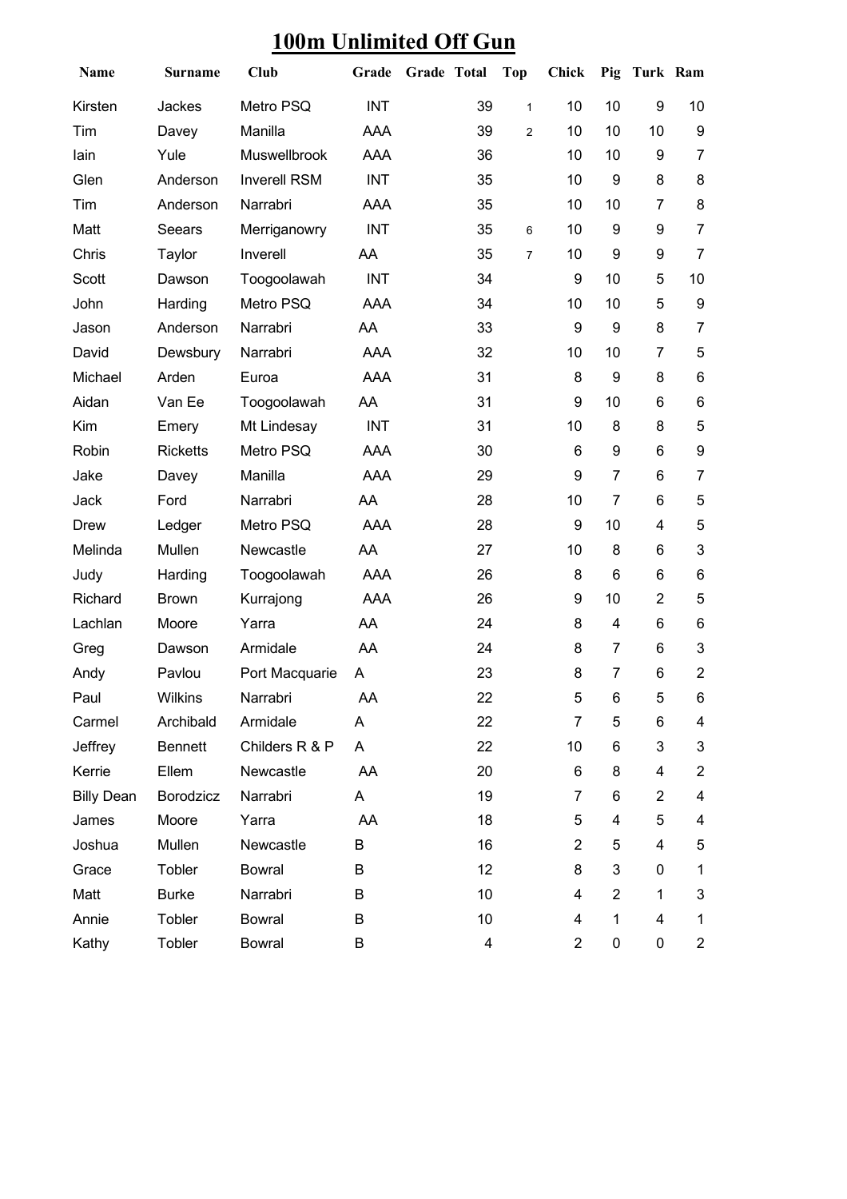# 100m Unlimited Off Gun

| Name | Surname | Club | Grade | Grade | Total | Top | Chick | Pig | Turk | Ram |
|---|---|---|---|---|---|---|---|---|---|---|
| Kirsten | Jackes | Metro PSQ | INT | | 39 | 1 | 10 | 10 | 9 | 10 |
| Tim | Davey | Manilla | AAA | | 39 | 2 | 10 | 10 | 10 | 9 |
| Iain | Yule | Muswellbrook | AAA | | 36 | | 10 | 10 | 9 | 7 |
| Glen | Anderson | Inverell RSM | INT | | 35 | | 10 | 9 | 8 | 8 |
| Tim | Anderson | Narrabri | AAA | | 35 | | 10 | 10 | 7 | 8 |
| Matt | Seears | Merriganowry | INT | | 35 | 6 | 10 | 9 | 9 | 7 |
| Chris | Taylor | Inverell | AA | | 35 | 7 | 10 | 9 | 9 | 7 |
| Scott | Dawson | Toogoolawah | INT | | 34 | | 9 | 10 | 5 | 10 |
| John | Harding | Metro PSQ | AAA | | 34 | | 10 | 10 | 5 | 9 |
| Jason | Anderson | Narrabri | AA | | 33 | | 9 | 9 | 8 | 7 |
| David | Dewsbury | Narrabri | AAA | | 32 | | 10 | 10 | 7 | 5 |
| Michael | Arden | Euroa | AAA | | 31 | | 8 | 9 | 8 | 6 |
| Aidan | Van Ee | Toogoolawah | AA | | 31 | | 9 | 10 | 6 | 6 |
| Kim | Emery | Mt Lindesay | INT | | 31 | | 10 | 8 | 8 | 5 |
| Robin | Ricketts | Metro PSQ | AAA | | 30 | | 6 | 9 | 6 | 9 |
| Jake | Davey | Manilla | AAA | | 29 | | 9 | 7 | 6 | 7 |
| Jack | Ford | Narrabri | AA | | 28 | | 10 | 7 | 6 | 5 |
| Drew | Ledger | Metro PSQ | AAA | | 28 | | 9 | 10 | 4 | 5 |
| Melinda | Mullen | Newcastle | AA | | 27 | | 10 | 8 | 6 | 3 |
| Judy | Harding | Toogoolawah | AAA | | 26 | | 8 | 6 | 6 | 6 |
| Richard | Brown | Kurrajong | AAA | | 26 | | 9 | 10 | 2 | 5 |
| Lachlan | Moore | Yarra | AA | | 24 | | 8 | 4 | 6 | 6 |
| Greg | Dawson | Armidale | AA | | 24 | | 8 | 7 | 6 | 3 |
| Andy | Pavlou | Port Macquarie | A | | 23 | | 8 | 7 | 6 | 2 |
| Paul | Wilkins | Narrabri | AA | | 22 | | 5 | 6 | 5 | 6 |
| Carmel | Archibald | Armidale | A | | 22 | | 7 | 5 | 6 | 4 |
| Jeffrey | Bennett | Childers R & P | A | | 22 | | 10 | 6 | 3 | 3 |
| Kerrie | Ellem | Newcastle | AA | | 20 | | 6 | 8 | 4 | 2 |
| Billy Dean | Borodzicz | Narrabri | A | | 19 | | 7 | 6 | 2 | 4 |
| James | Moore | Yarra | AA | | 18 | | 5 | 4 | 5 | 4 |
| Joshua | Mullen | Newcastle | B | | 16 | | 2 | 5 | 4 | 5 |
| Grace | Tobler | Bowral | B | | 12 | | 8 | 3 | 0 | 1 |
| Matt | Burke | Narrabri | B | | 10 | | 4 | 2 | 1 | 3 |
| Annie | Tobler | Bowral | B | | 10 | | 4 | 1 | 4 | 1 |
| Kathy | Tobler | Bowral | B | | 4 | | 2 | 0 | 0 | 2 |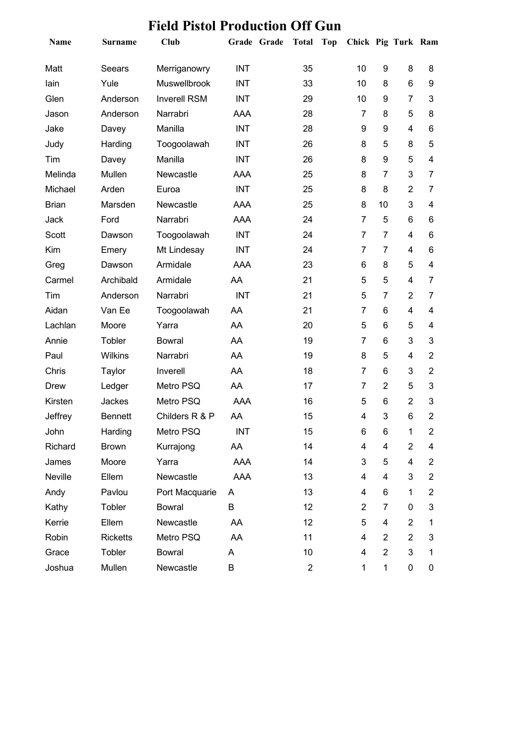# Field Pistol Production Off Gun

| Name | Surname | Club | Grade | Grade | Total | Top | Chick | Pig | Turk | Ram |
|---|---|---|---|---|---|---|---|---|---|---|
| Matt | Seears | Merriganowry | INT | | 35 | | 10 | 9 | 8 | 8 |
| Iain | Yule | Muswellbrook | INT | | 33 | | 10 | 8 | 6 | 9 |
| Glen | Anderson | Inverell RSM | INT | | 29 | | 10 | 9 | 7 | 3 |
| Jason | Anderson | Narrabri | AAA | | 28 | | 7 | 8 | 5 | 8 |
| Jake | Davey | Manilla | INT | | 28 | | 9 | 9 | 4 | 6 |
| Judy | Harding | Toogoolawah | INT | | 26 | | 8 | 5 | 8 | 5 |
| Tim | Davey | Manilla | INT | | 26 | | 8 | 9 | 5 | 4 |
| Melinda | Mullen | Newcastle | AAA | | 25 | | 8 | 7 | 3 | 7 |
| Michael | Arden | Euroa | INT | | 25 | | 8 | 8 | 2 | 7 |
| Brian | Marsden | Newcastle | AAA | | 25 | | 8 | 10 | 3 | 4 |
| Jack | Ford | Narrabri | AAA | | 24 | | 7 | 5 | 6 | 6 |
| Scott | Dawson | Toogoolawah | INT | | 24 | | 7 | 7 | 4 | 6 |
| Kim | Emery | Mt Lindesay | INT | | 24 | | 7 | 7 | 4 | 6 |
| Greg | Dawson | Armidale | AAA | | 23 | | 6 | 8 | 5 | 4 |
| Carmel | Archibald | Armidale | AA | | 21 | | 5 | 5 | 4 | 7 |
| Tim | Anderson | Narrabri | INT | | 21 | | 5 | 7 | 2 | 7 |
| Aidan | Van Ee | Toogoolawah | AA | | 21 | | 7 | 6 | 4 | 4 |
| Lachlan | Moore | Yarra | AA | | 20 | | 5 | 6 | 5 | 4 |
| Annie | Tobler | Bowral | AA | | 19 | | 7 | 6 | 3 | 3 |
| Paul | Wilkins | Narrabri | AA | | 19 | | 8 | 5 | 4 | 2 |
| Chris | Taylor | Inverell | AA | | 18 | | 7 | 6 | 3 | 2 |
| Drew | Ledger | Metro PSQ | AA | | 17 | | 7 | 2 | 5 | 3 |
| Kirsten | Jackes | Metro PSQ | AAA | | 16 | | 5 | 6 | 2 | 3 |
| Jeffrey | Bennett | Childers R & P | AA | | 15 | | 4 | 3 | 6 | 2 |
| John | Harding | Metro PSQ | INT | | 15 | | 6 | 6 | 1 | 2 |
| Richard | Brown | Kurrajong | AA | | 14 | | 4 | 4 | 2 | 4 |
| James | Moore | Yarra | AAA | | 14 | | 3 | 5 | 4 | 2 |
| Neville | Ellem | Newcastle | AAA | | 13 | | 4 | 4 | 3 | 2 |
| Andy | Pavlou | Port Macquarie | A | | 13 | | 4 | 6 | 1 | 2 |
| Kathy | Tobler | Bowral | B | | 12 | | 2 | 7 | 0 | 3 |
| Kerrie | Ellem | Newcastle | AA | | 12 | | 5 | 4 | 2 | 1 |
| Robin | Ricketts | Metro PSQ | AA | | 11 | | 4 | 2 | 2 | 3 |
| Grace | Tobler | Bowral | A | | 10 | | 4 | 2 | 3 | 1 |
| Joshua | Mullen | Newcastle | B | | 2 | | 1 | 1 | 0 | 0 |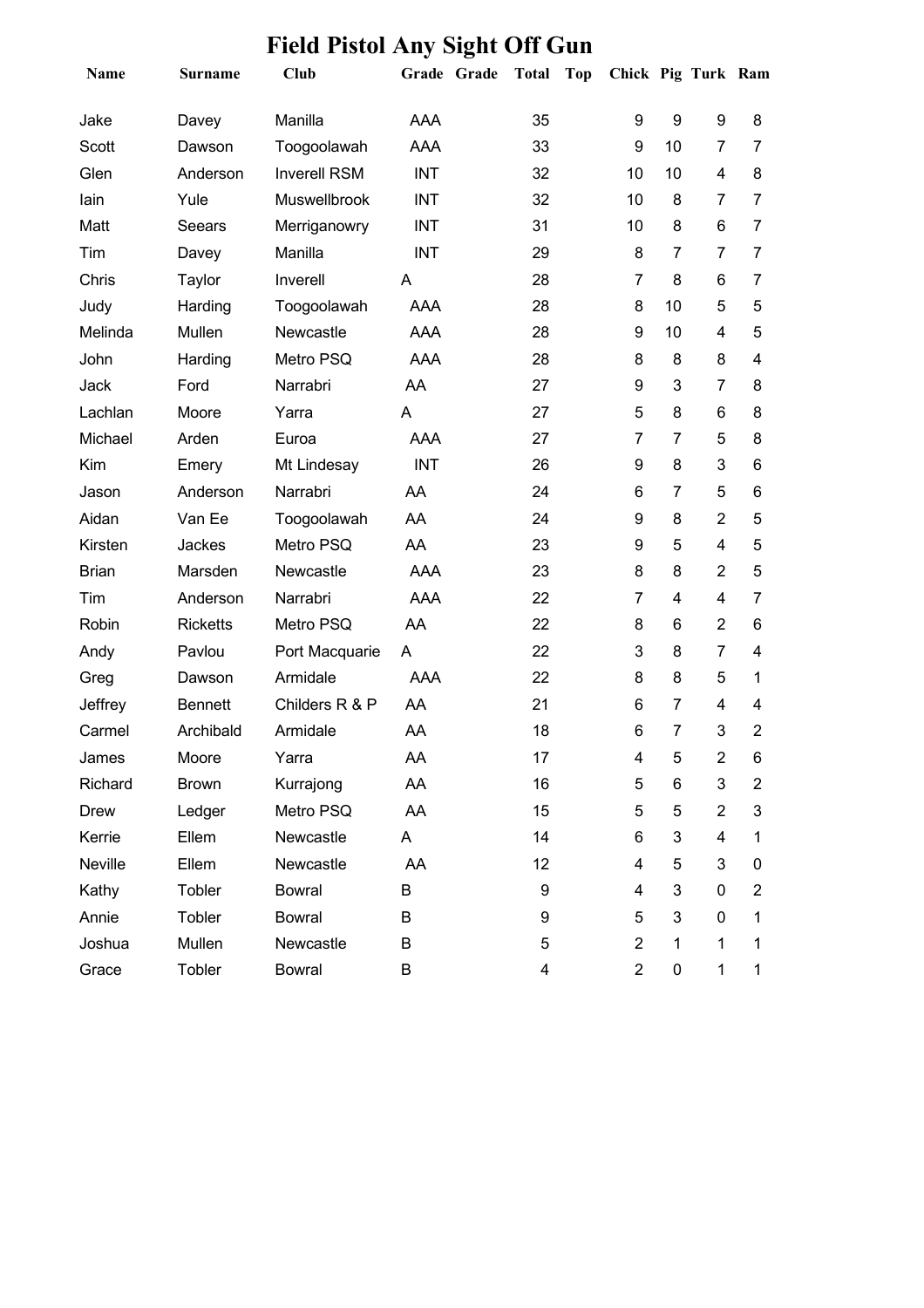# Field Pistol Any Sight Off Gun

| Name | Surname | Club | Grade | Grade | Total | Top | Chick | Pig | Turk | Ram |
|---|---|---|---|---|---|---|---|---|---|---|
| Jake | Davey | Manilla | AAA | | 35 | | 9 | 9 | 9 | 8 |
| Scott | Dawson | Toogoolawah | AAA | | 33 | | 9 | 10 | 7 | 7 |
| Glen | Anderson | Inverell RSM | INT | | 32 | | 10 | 10 | 4 | 8 |
| Iain | Yule | Muswellbrook | INT | | 32 | | 10 | 8 | 7 | 7 |
| Matt | Seears | Merriganowry | INT | | 31 | | 10 | 8 | 6 | 7 |
| Tim | Davey | Manilla | INT | | 29 | | 8 | 7 | 7 | 7 |
| Chris | Taylor | Inverell | A | | 28 | | 7 | 8 | 6 | 7 |
| Judy | Harding | Toogoolawah | AAA | | 28 | | 8 | 10 | 5 | 5 |
| Melinda | Mullen | Newcastle | AAA | | 28 | | 9 | 10 | 4 | 5 |
| John | Harding | Metro PSQ | AAA | | 28 | | 8 | 8 | 8 | 4 |
| Jack | Ford | Narrabri | AA | | 27 | | 9 | 3 | 7 | 8 |
| Lachlan | Moore | Yarra | A | | 27 | | 5 | 8 | 6 | 8 |
| Michael | Arden | Euroa | AAA | | 27 | | 7 | 7 | 5 | 8 |
| Kim | Emery | Mt Lindesay | INT | | 26 | | 9 | 8 | 3 | 6 |
| Jason | Anderson | Narrabri | AA | | 24 | | 6 | 7 | 5 | 6 |
| Aidan | Van Ee | Toogoolawah | AA | | 24 | | 9 | 8 | 2 | 5 |
| Kirsten | Jackes | Metro PSQ | AA | | 23 | | 9 | 5 | 4 | 5 |
| Brian | Marsden | Newcastle | AAA | | 23 | | 8 | 8 | 2 | 5 |
| Tim | Anderson | Narrabri | AAA | | 22 | | 7 | 4 | 4 | 7 |
| Robin | Ricketts | Metro PSQ | AA | | 22 | | 8 | 6 | 2 | 6 |
| Andy | Pavlou | Port Macquarie | A | | 22 | | 3 | 8 | 7 | 4 |
| Greg | Dawson | Armidale | AAA | | 22 | | 8 | 8 | 5 | 1 |
| Jeffrey | Bennett | Childers R & P | AA | | 21 | | 6 | 7 | 4 | 4 |
| Carmel | Archibald | Armidale | AA | | 18 | | 6 | 7 | 3 | 2 |
| James | Moore | Yarra | AA | | 17 | | 4 | 5 | 2 | 6 |
| Richard | Brown | Kurrajong | AA | | 16 | | 5 | 6 | 3 | 2 |
| Drew | Ledger | Metro PSQ | AA | | 15 | | 5 | 5 | 2 | 3 |
| Kerrie | Ellem | Newcastle | A | | 14 | | 6 | 3 | 4 | 1 |
| Neville | Ellem | Newcastle | AA | | 12 | | 4 | 5 | 3 | 0 |
| Kathy | Tobler | Bowral | B | | 9 | | 4 | 3 | 0 | 2 |
| Annie | Tobler | Bowral | B | | 9 | | 5 | 3 | 0 | 1 |
| Joshua | Mullen | Newcastle | B | | 5 | | 2 | 1 | 1 | 1 |
| Grace | Tobler | Bowral | B | | 4 | | 2 | 0 | 1 | 1 |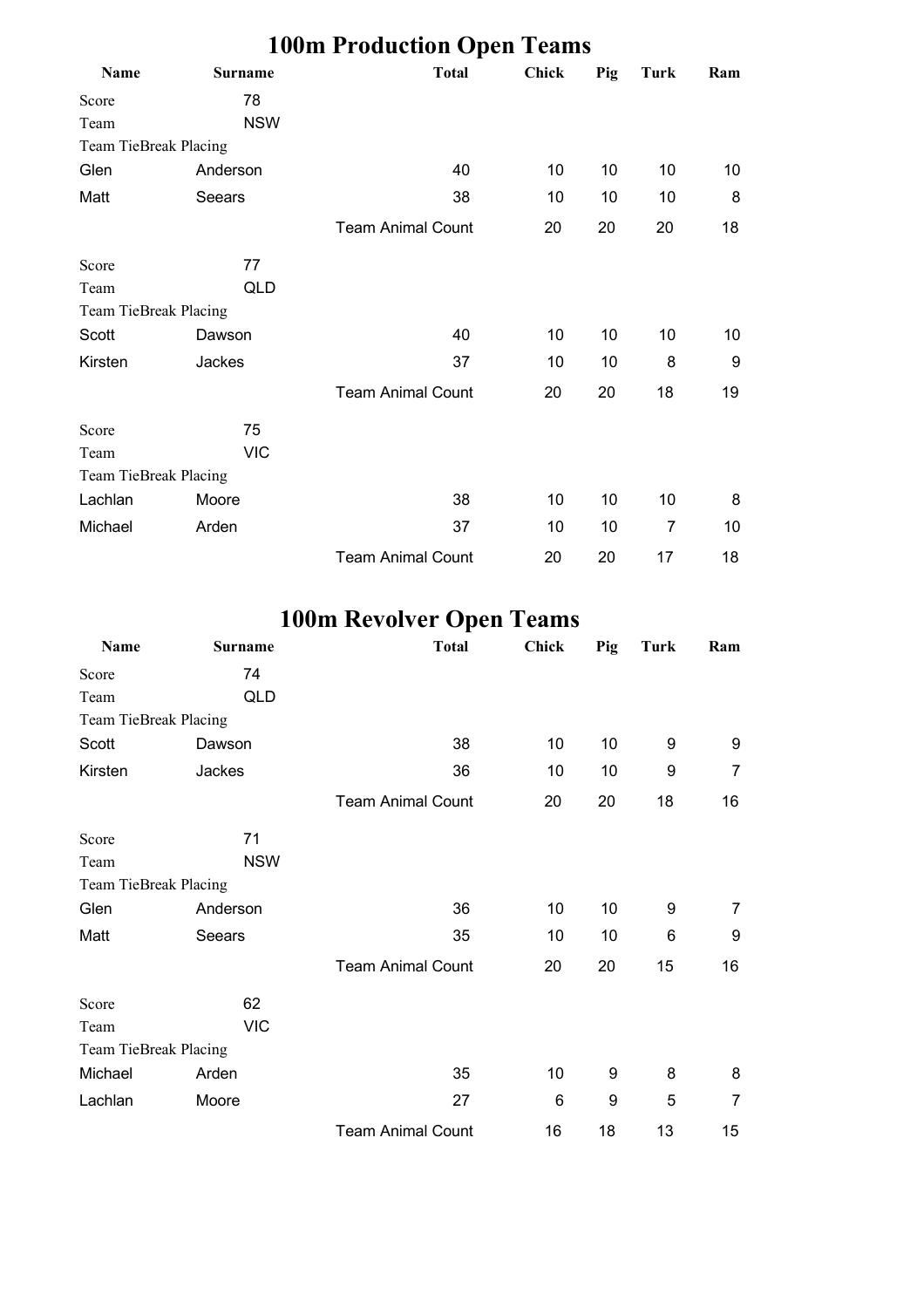# 100m Production Open Teams

| Name | Surname | Total | Chick | Pig | Turk | Ram |
|---|---|---|---|---|---|---|
| Score | 78 | | | | | |
| Team | NSW | | | | | |
| Team TieBreak Placing | | | | | | |
| Glen | Anderson | 40 | 10 | 10 | 10 | 10 |
| Matt | Seears | 38 | 10 | 10 | 10 | 8 |
| | | Team Animal Count | 20 | 20 | 20 | 18 |
| Score | 77 | | | | | |
| Team | QLD | | | | | |
| Team TieBreak Placing | | | | | | |
| Scott | Dawson | 40 | 10 | 10 | 10 | 10 |
| Kirsten | Jackes | 37 | 10 | 10 | 8 | 9 |
| | | Team Animal Count | 20 | 20 | 18 | 19 |
| Score | 75 | | | | | |
| Team | VIC | | | | | |
| Team TieBreak Placing | | | | | | |
| Lachlan | Moore | 38 | 10 | 10 | 10 | 8 |
| Michael | Arden | 37 | 10 | 10 | 7 | 10 |
| | | Team Animal Count | 20 | 20 | 17 | 18 |

# 100m Revolver Open Teams

| Name | Surname | Total | Chick | Pig | Turk | Ram |
|---|---|---|---|---|---|---|
| Score | 74 | | | | | |
| Team | QLD | | | | | |
| Team TieBreak Placing | | | | | | |
| Scott | Dawson | 38 | 10 | 10 | 9 | 9 |
| Kirsten | Jackes | 36 | 10 | 10 | 9 | 7 |
| | | Team Animal Count | 20 | 20 | 18 | 16 |
| Score | 71 | | | | | |
| Team | NSW | | | | | |
| Team TieBreak Placing | | | | | | |
| Glen | Anderson | 36 | 10 | 10 | 9 | 7 |
| Matt | Seears | 35 | 10 | 10 | 6 | 9 |
| | | Team Animal Count | 20 | 20 | 15 | 16 |
| Score | 62 | | | | | |
| Team | VIC | | | | | |
| Team TieBreak Placing | | | | | | |
| Michael | Arden | 35 | 10 | 9 | 8 | 8 |
| Lachlan | Moore | 27 | 6 | 9 | 5 | 7 |
| | | Team Animal Count | 16 | 18 | 13 | 15 |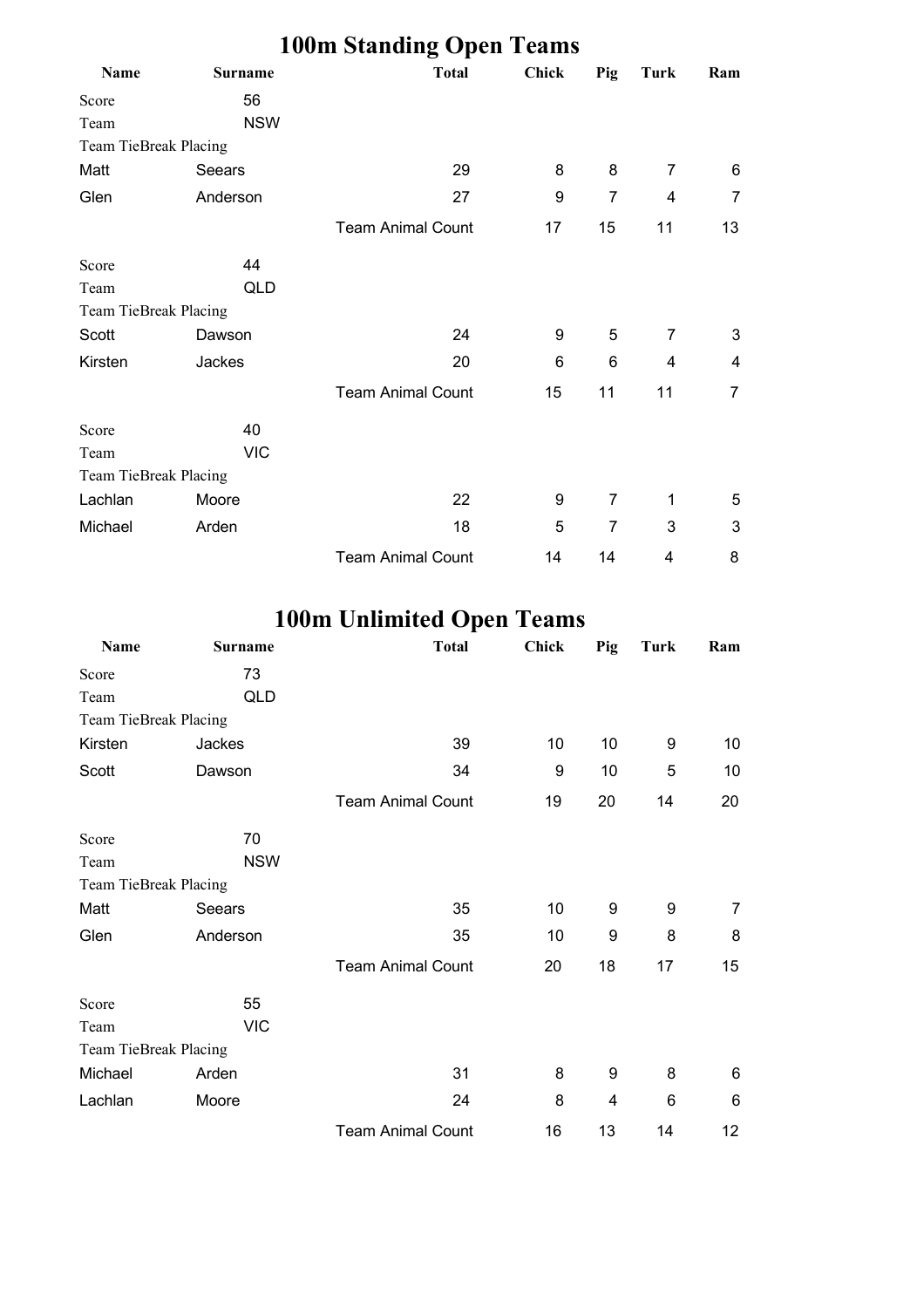# 100m Standing Open Teams

| Name | Surname | Total | Chick | Pig | Turk | Ram |
|---|---|---|---|---|---|---|
| Score | 56 | | | | | |
| Team | NSW | | | | | |
| Team TieBreak Placing | | | | | | |
| Matt | Seears | 29 | 8 | 8 | 7 | 6 |
| Glen | Anderson | 27 | 9 | 7 | 4 | 7 |
| | | Team Animal Count | 17 | 15 | 11 | 13 |
| Score | 44 | | | | | |
| Team | QLD | | | | | |
| Team TieBreak Placing | | | | | | |
| Scott | Dawson | 24 | 9 | 5 | 7 | 3 |
| Kirsten | Jackes | 20 | 6 | 6 | 4 | 4 |
| | | Team Animal Count | 15 | 11 | 11 | 7 |
| Score | 40 | | | | | |
| Team | VIC | | | | | |
| Team TieBreak Placing | | | | | | |
| Lachlan | Moore | 22 | 9 | 7 | 1 | 5 |
| Michael | Arden | 18 | 5 | 7 | 3 | 3 |
| | | Team Animal Count | 14 | 14 | 4 | 8 |

# 100m Unlimited Open Teams

| Name | Surname | Total | Chick | Pig | Turk | Ram |
|---|---|---|---|---|---|---|
| Score | 73 | | | | | |
| Team | QLD | | | | | |
| Team TieBreak Placing | | | | | | |
| Kirsten | Jackes | 39 | 10 | 10 | 9 | 10 |
| Scott | Dawson | 34 | 9 | 10 | 5 | 10 |
| | | Team Animal Count | 19 | 20 | 14 | 20 |
| Score | 70 | | | | | |
| Team | NSW | | | | | |
| Team TieBreak Placing | | | | | | |
| Matt | Seears | 35 | 10 | 9 | 9 | 7 |
| Glen | Anderson | 35 | 10 | 9 | 8 | 8 |
| | | Team Animal Count | 20 | 18 | 17 | 15 |
| Score | 55 | | | | | |
| Team | VIC | | | | | |
| Team TieBreak Placing | | | | | | |
| Michael | Arden | 31 | 8 | 9 | 8 | 6 |
| Lachlan | Moore | 24 | 8 | 4 | 6 | 6 |
| | | Team Animal Count | 16 | 13 | 14 | 12 |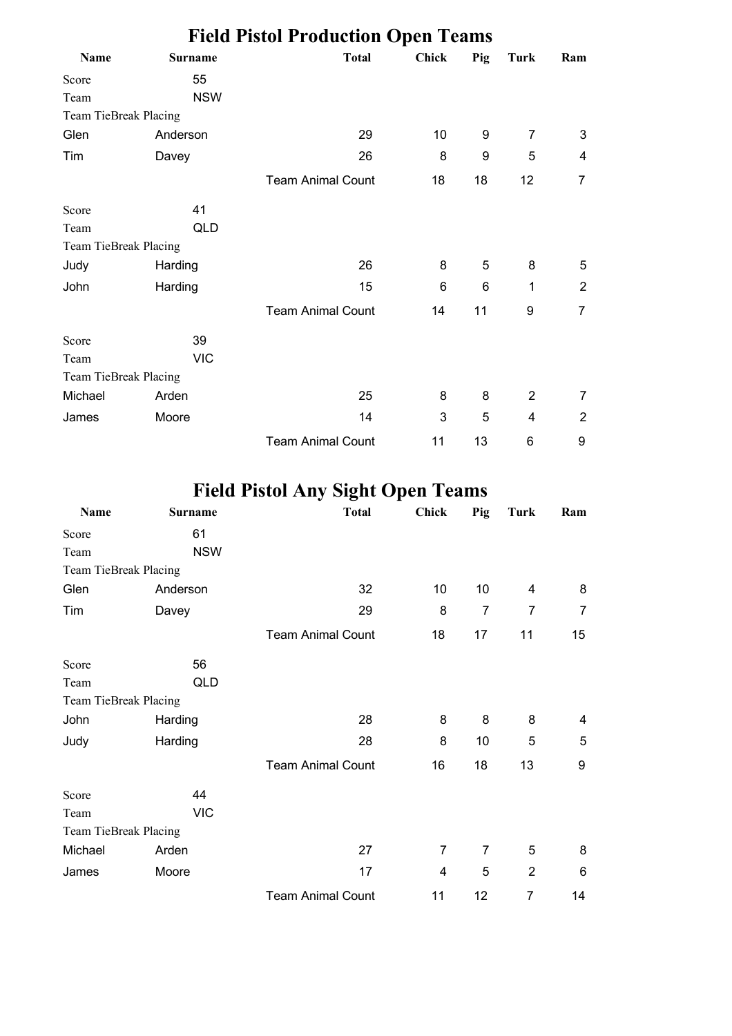# Field Pistol Production Open Teams

| Name | Surname | Total | Chick | Pig | Turk | Ram |
|---|---|---|---|---|---|---|
| Score | 55 | | | | | |
| Team | NSW | | | | | |
| Team TieBreak Placing | | | | | | |
| Glen | Anderson | 29 | 10 | 9 | 7 | 3 |
| Tim | Davey | 26 | 8 | 9 | 5 | 4 |
| | | Team Animal Count | 18 | 18 | 12 | 7 |
| Score | 41 | | | | | |
| Team | QLD | | | | | |
| Team TieBreak Placing | | | | | | |
| Judy | Harding | 26 | 8 | 5 | 8 | 5 |
| John | Harding | 15 | 6 | 6 | 1 | 2 |
| | | Team Animal Count | 14 | 11 | 9 | 7 |
| Score | 39 | | | | | |
| Team | VIC | | | | | |
| Team TieBreak Placing | | | | | | |
| Michael | Arden | 25 | 8 | 8 | 2 | 7 |
| James | Moore | 14 | 3 | 5 | 4 | 2 |
| | | Team Animal Count | 11 | 13 | 6 | 9 |

# Field Pistol Any Sight Open Teams

| Name | Surname | Total | Chick | Pig | Turk | Ram |
|---|---|---|---|---|---|---|
| Score | 61 | | | | | |
| Team | NSW | | | | | |
| Team TieBreak Placing | | | | | | |
| Glen | Anderson | 32 | 10 | 10 | 4 | 8 |
| Tim | Davey | 29 | 8 | 7 | 7 | 7 |
| | | Team Animal Count | 18 | 17 | 11 | 15 |
| Score | 56 | | | | | |
| Team | QLD | | | | | |
| Team TieBreak Placing | | | | | | |
| John | Harding | 28 | 8 | 8 | 8 | 4 |
| Judy | Harding | 28 | 8 | 10 | 5 | 5 |
| | | Team Animal Count | 16 | 18 | 13 | 9 |
| Score | 44 | | | | | |
| Team | VIC | | | | | |
| Team TieBreak Placing | | | | | | |
| Michael | Arden | 27 | 7 | 7 | 5 | 8 |
| James | Moore | 17 | 4 | 5 | 2 | 6 |
| | | Team Animal Count | 11 | 12 | 7 | 14 |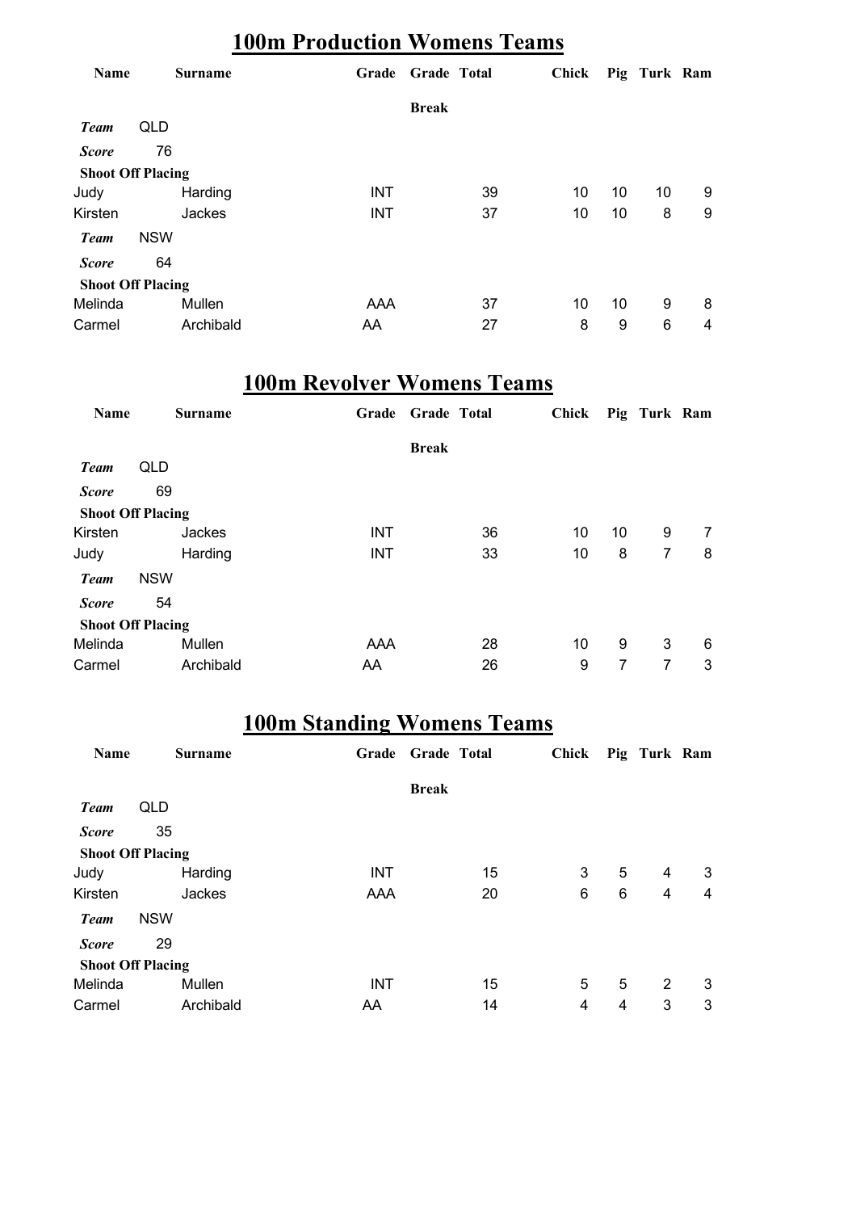## 100m Production Womens Teams

| Name | Surname | Grade | Grade Break | Total | Chick | Pig | Turk | Ram |
|---|---|---|---|---|---|---|---|---|
| ***Team*** | QLD | | | | | | | |
| ***Score*** | 76 | | | | | | | |
| **Shoot Off Placing** | | | | | | | | |
| Judy | Harding | INT | | 39 | 10 | 10 | 10 | 9 |
| Kirsten | Jackes | INT | | 37 | 10 | 10 | 8 | 9 |
| ***Team*** | NSW | | | | | | | |
| ***Score*** | 64 | | | | | | | |
| **Shoot Off Placing** | | | | | | | | |
| Melinda | Mullen | AAA | | 37 | 10 | 10 | 9 | 8 |
| Carmel | Archibald | AA | | 27 | 8 | 9 | 6 | 4 |

## 100m Revolver Womens Teams

| Name | Surname | Grade | Grade Break | Total | Chick | Pig | Turk | Ram |
|---|---|---|---|---|---|---|---|---|
| ***Team*** | QLD | | | | | | | |
| ***Score*** | 69 | | | | | | | |
| **Shoot Off Placing** | | | | | | | | |
| Kirsten | Jackes | INT | | 36 | 10 | 10 | 9 | 7 |
| Judy | Harding | INT | | 33 | 10 | 8 | 7 | 8 |
| ***Team*** | NSW | | | | | | | |
| ***Score*** | 54 | | | | | | | |
| **Shoot Off Placing** | | | | | | | | |
| Melinda | Mullen | AAA | | 28 | 10 | 9 | 3 | 6 |
| Carmel | Archibald | AA | | 26 | 9 | 7 | 7 | 3 |

## 100m Standing Womens Teams

| Name | Surname | Grade | Grade Break | Total | Chick | Pig | Turk | Ram |
|---|---|---|---|---|---|---|---|---|
| ***Team*** | QLD | | | | | | | |
| ***Score*** | 35 | | | | | | | |
| **Shoot Off Placing** | | | | | | | | |
| Judy | Harding | INT | | 15 | 3 | 5 | 4 | 3 |
| Kirsten | Jackes | AAA | | 20 | 6 | 6 | 4 | 4 |
| ***Team*** | NSW | | | | | | | |
| ***Score*** | 29 | | | | | | | |
| **Shoot Off Placing** | | | | | | | | |
| Melinda | Mullen | INT | | 15 | 5 | 5 | 2 | 3 |
| Carmel | Archibald | AA | | 14 | 4 | 4 | 3 | 3 |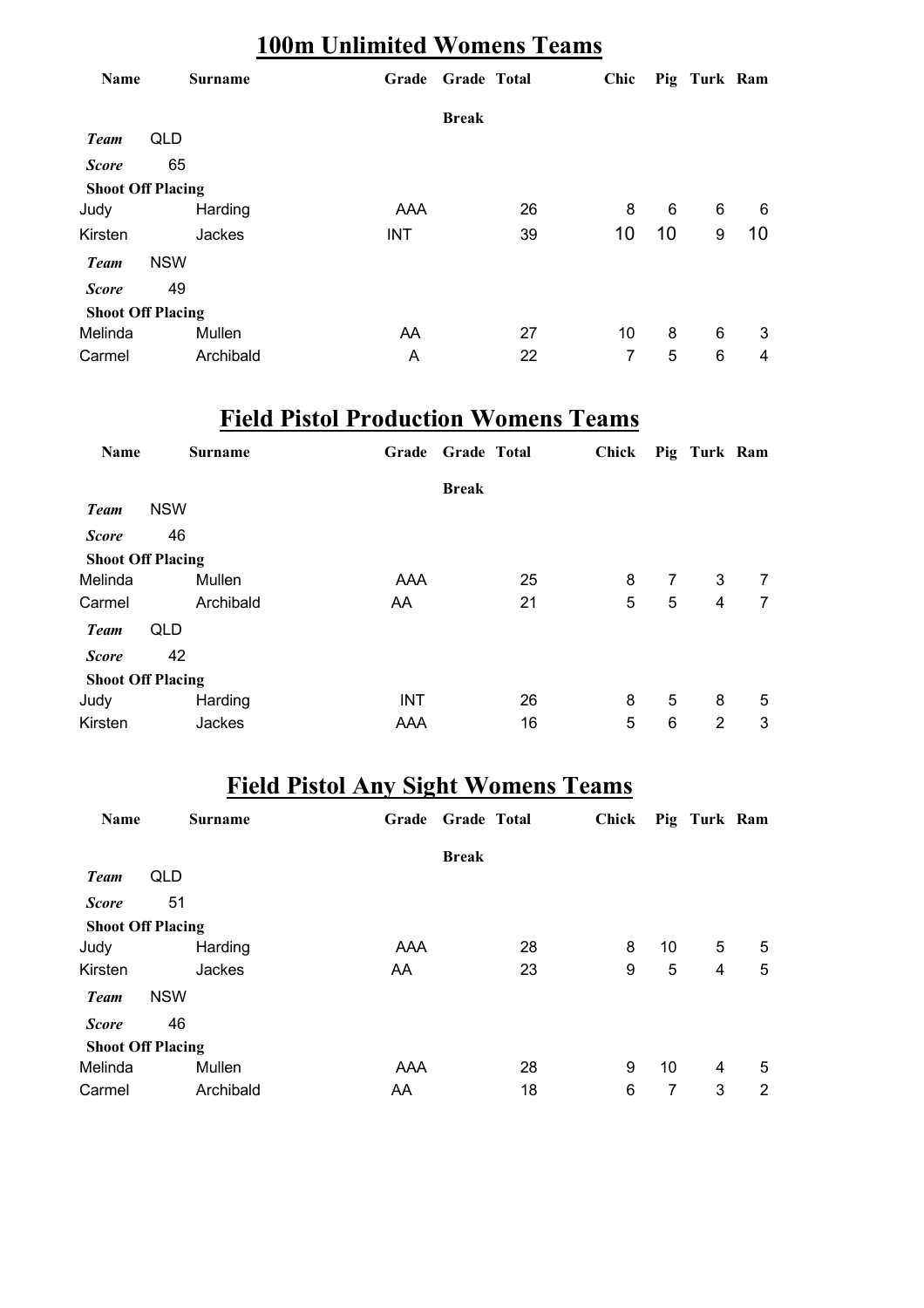## 100m Unlimited Womens Teams

| Name | Surname | Grade | Grade Break | Total | Chic | Pig | Turk | Ram |
|---|---|---|---|---|---|---|---|---|
| ***Team*** | QLD | | | | | | | |
| ***Score*** | 65 | | | | | | | |
| **Shoot Off Placing** | | | | | | | | |
| Judy | Harding | AAA | | 26 | 8 | 6 | 6 | 6 |
| Kirsten | Jackes | INT | | 39 | 10 | 10 | 9 | 10 |
| ***Team*** | NSW | | | | | | | |
| ***Score*** | 49 | | | | | | | |
| **Shoot Off Placing** | | | | | | | | |
| Melinda | Mullen | AA | | 27 | 10 | 8 | 6 | 3 |
| Carmel | Archibald | A | | 22 | 7 | 5 | 6 | 4 |

## Field Pistol Production Womens Teams

| Name | Surname | Grade | Grade Break | Total | Chick | Pig | Turk | Ram |
|---|---|---|---|---|---|---|---|---|
| ***Team*** | NSW | | | | | | | |
| ***Score*** | 46 | | | | | | | |
| **Shoot Off Placing** | | | | | | | | |
| Melinda | Mullen | AAA | | 25 | 8 | 7 | 3 | 7 |
| Carmel | Archibald | AA | | 21 | 5 | 5 | 4 | 7 |
| ***Team*** | QLD | | | | | | | |
| ***Score*** | 42 | | | | | | | |
| **Shoot Off Placing** | | | | | | | | |
| Judy | Harding | INT | | 26 | 8 | 5 | 8 | 5 |
| Kirsten | Jackes | AAA | | 16 | 5 | 6 | 2 | 3 |

## Field Pistol Any Sight Womens Teams

| Name | Surname | Grade | Grade Break | Total | Chick | Pig | Turk | Ram |
|---|---|---|---|---|---|---|---|---|
| ***Team*** | QLD | | | | | | | |
| ***Score*** | 51 | | | | | | | |
| **Shoot Off Placing** | | | | | | | | |
| Judy | Harding | AAA | | 28 | 8 | 10 | 5 | 5 |
| Kirsten | Jackes | AA | | 23 | 9 | 5 | 4 | 5 |
| ***Team*** | NSW | | | | | | | |
| ***Score*** | 46 | | | | | | | |
| **Shoot Off Placing** | | | | | | | | |
| Melinda | Mullen | AAA | | 28 | 9 | 10 | 4 | 5 |
| Carmel | Archibald | AA | | 18 | 6 | 7 | 3 | 2 |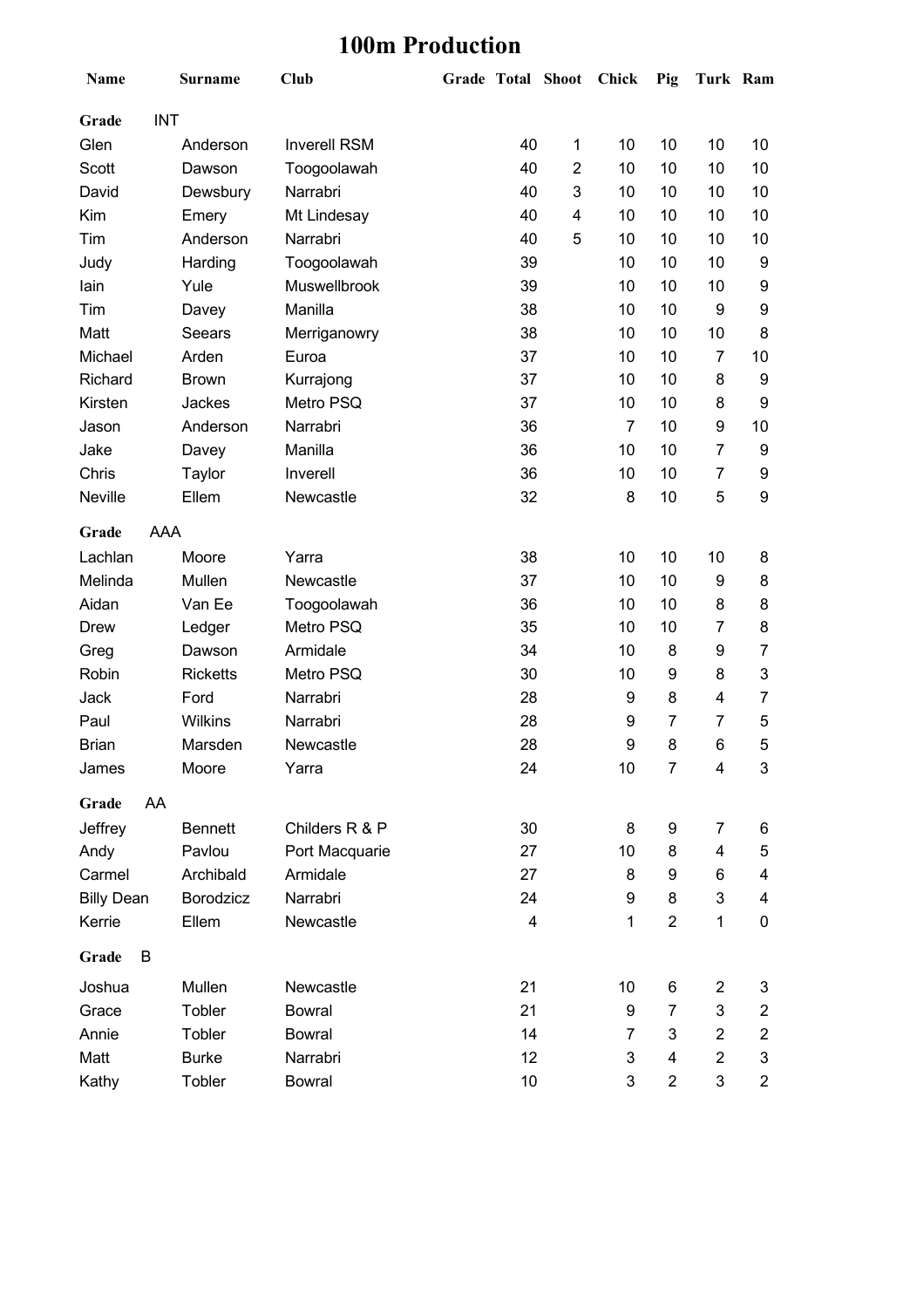# 100m Production

| Name | Surname | Club | Grade | Total | Shoot | Chick | Pig | Turk | Ram |
|---|---|---|---|---|---|---|---|---|---|
| **Grade** INT | | | | | | | | | |
| Glen | Anderson | Inverell RSM | | 40 | 1 | 10 | 10 | 10 | 10 |
| Scott | Dawson | Toogoolawah | | 40 | 2 | 10 | 10 | 10 | 10 |
| David | Dewsbury | Narrabri | | 40 | 3 | 10 | 10 | 10 | 10 |
| Kim | Emery | Mt Lindesay | | 40 | 4 | 10 | 10 | 10 | 10 |
| Tim | Anderson | Narrabri | | 40 | 5 | 10 | 10 | 10 | 10 |
| Judy | Harding | Toogoolawah | | 39 | | 10 | 10 | 10 | 9 |
| Iain | Yule | Muswellbrook | | 39 | | 10 | 10 | 10 | 9 |
| Tim | Davey | Manilla | | 38 | | 10 | 10 | 9 | 9 |
| Matt | Seears | Merriganowry | | 38 | | 10 | 10 | 10 | 8 |
| Michael | Arden | Euroa | | 37 | | 10 | 10 | 7 | 10 |
| Richard | Brown | Kurrajong | | 37 | | 10 | 10 | 8 | 9 |
| Kirsten | Jackes | Metro PSQ | | 37 | | 10 | 10 | 8 | 9 |
| Jason | Anderson | Narrabri | | 36 | | 7 | 10 | 9 | 10 |
| Jake | Davey | Manilla | | 36 | | 10 | 10 | 7 | 9 |
| Chris | Taylor | Inverell | | 36 | | 10 | 10 | 7 | 9 |
| Neville | Ellem | Newcastle | | 32 | | 8 | 10 | 5 | 9 |
| **Grade** AAA | | | | | | | | | |
| Lachlan | Moore | Yarra | | 38 | | 10 | 10 | 10 | 8 |
| Melinda | Mullen | Newcastle | | 37 | | 10 | 10 | 9 | 8 |
| Aidan | Van Ee | Toogoolawah | | 36 | | 10 | 10 | 8 | 8 |
| Drew | Ledger | Metro PSQ | | 35 | | 10 | 10 | 7 | 8 |
| Greg | Dawson | Armidale | | 34 | | 10 | 8 | 9 | 7 |
| Robin | Ricketts | Metro PSQ | | 30 | | 10 | 9 | 8 | 3 |
| Jack | Ford | Narrabri | | 28 | | 9 | 8 | 4 | 7 |
| Paul | Wilkins | Narrabri | | 28 | | 9 | 7 | 7 | 5 |
| Brian | Marsden | Newcastle | | 28 | | 9 | 8 | 6 | 5 |
| James | Moore | Yarra | | 24 | | 10 | 7 | 4 | 3 |
| **Grade** AA | | | | | | | | | |
| Jeffrey | Bennett | Childers R & P | | 30 | | 8 | 9 | 7 | 6 |
| Andy | Pavlou | Port Macquarie | | 27 | | 10 | 8 | 4 | 5 |
| Carmel | Archibald | Armidale | | 27 | | 8 | 9 | 6 | 4 |
| Billy Dean | Borodzicz | Narrabri | | 24 | | 9 | 8 | 3 | 4 |
| Kerrie | Ellem | Newcastle | | 4 | | 1 | 2 | 1 | 0 |
| **Grade** B | | | | | | | | | |
| Joshua | Mullen | Newcastle | | 21 | | 10 | 6 | 2 | 3 |
| Grace | Tobler | Bowral | | 21 | | 9 | 7 | 3 | 2 |
| Annie | Tobler | Bowral | | 14 | | 7 | 3 | 2 | 2 |
| Matt | Burke | Narrabri | | 12 | | 3 | 4 | 2 | 3 |
| Kathy | Tobler | Bowral | | 10 | | 3 | 2 | 3 | 2 |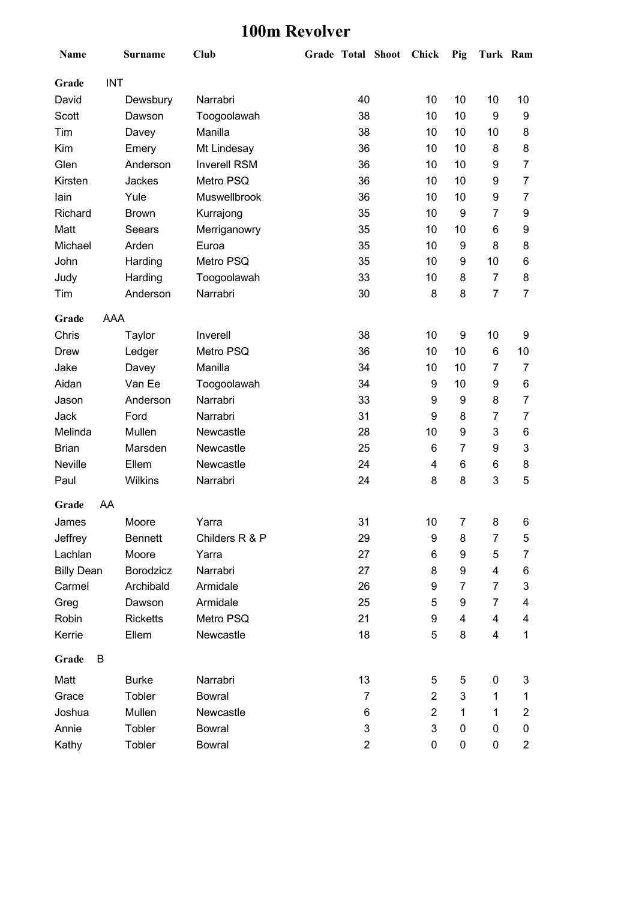# 100m Revolver

| Name | Surname | Club | Grade | Total | Shoot | Chick | Pig | Turk | Ram |
|---|---|---|---|---|---|---|---|---|---|
| **Grade** INT | | | | | | | | | |
| David | Dewsbury | Narrabri | | 40 | | 10 | 10 | 10 | 10 |
| Scott | Dawson | Toogoolawah | | 38 | | 10 | 10 | 9 | 9 |
| Tim | Davey | Manilla | | 38 | | 10 | 10 | 10 | 8 |
| Kim | Emery | Mt Lindesay | | 36 | | 10 | 10 | 8 | 8 |
| Glen | Anderson | Inverell RSM | | 36 | | 10 | 10 | 9 | 7 |
| Kirsten | Jackes | Metro PSQ | | 36 | | 10 | 10 | 9 | 7 |
| Iain | Yule | Muswellbrook | | 36 | | 10 | 10 | 9 | 7 |
| Richard | Brown | Kurrajong | | 35 | | 10 | 9 | 7 | 9 |
| Matt | Seears | Merriganowry | | 35 | | 10 | 10 | 6 | 9 |
| Michael | Arden | Euroa | | 35 | | 10 | 9 | 8 | 8 |
| John | Harding | Metro PSQ | | 35 | | 10 | 9 | 10 | 6 |
| Judy | Harding | Toogoolawah | | 33 | | 10 | 8 | 7 | 8 |
| Tim | Anderson | Narrabri | | 30 | | 8 | 8 | 7 | 7 |
| **Grade** AAA | | | | | | | | | |
| Chris | Taylor | Inverell | | 38 | | 10 | 9 | 10 | 9 |
| Drew | Ledger | Metro PSQ | | 36 | | 10 | 10 | 6 | 10 |
| Jake | Davey | Manilla | | 34 | | 10 | 10 | 7 | 7 |
| Aidan | Van Ee | Toogoolawah | | 34 | | 9 | 10 | 9 | 6 |
| Jason | Anderson | Narrabri | | 33 | | 9 | 9 | 8 | 7 |
| Jack | Ford | Narrabri | | 31 | | 9 | 8 | 7 | 7 |
| Melinda | Mullen | Newcastle | | 28 | | 10 | 9 | 3 | 6 |
| Brian | Marsden | Newcastle | | 25 | | 6 | 7 | 9 | 3 |
| Neville | Ellem | Newcastle | | 24 | | 4 | 6 | 6 | 8 |
| Paul | Wilkins | Narrabri | | 24 | | 8 | 8 | 3 | 5 |
| **Grade** AA | | | | | | | | | |
| James | Moore | Yarra | | 31 | | 10 | 7 | 8 | 6 |
| Jeffrey | Bennett | Childers R & P | | 29 | | 9 | 8 | 7 | 5 |
| Lachlan | Moore | Yarra | | 27 | | 6 | 9 | 5 | 7 |
| Billy Dean | Borodzicz | Narrabri | | 27 | | 8 | 9 | 4 | 6 |
| Carmel | Archibald | Armidale | | 26 | | 9 | 7 | 7 | 3 |
| Greg | Dawson | Armidale | | 25 | | 5 | 9 | 7 | 4 |
| Robin | Ricketts | Metro PSQ | | 21 | | 9 | 4 | 4 | 4 |
| Kerrie | Ellem | Newcastle | | 18 | | 5 | 8 | 4 | 1 |
| **Grade** B | | | | | | | | | |
| Matt | Burke | Narrabri | | 13 | | 5 | 5 | 0 | 3 |
| Grace | Tobler | Bowral | | 7 | | 2 | 3 | 1 | 1 |
| Joshua | Mullen | Newcastle | | 6 | | 2 | 1 | 1 | 2 |
| Annie | Tobler | Bowral | | 3 | | 3 | 0 | 0 | 0 |
| Kathy | Tobler | Bowral | | 2 | | 0 | 0 | 0 | 2 |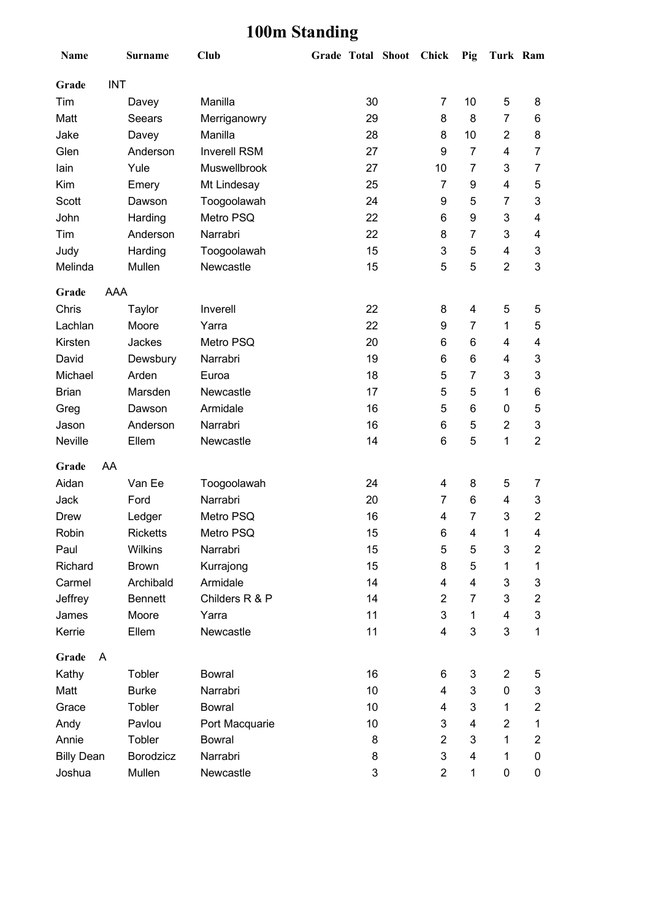# 100m Standing

| Name | Surname | Club | Grade | Total | Shoot | Chick | Pig | Turk | Ram |
|---|---|---|---|---|---|---|---|---|---|
| **Grade** INT | | | | | | | | | |
| Tim | Davey | Manilla | | 30 | | 7 | 10 | 5 | 8 |
| Matt | Seears | Merriganowry | | 29 | | 8 | 8 | 7 | 6 |
| Jake | Davey | Manilla | | 28 | | 8 | 10 | 2 | 8 |
| Glen | Anderson | Inverell RSM | | 27 | | 9 | 7 | 4 | 7 |
| Iain | Yule | Muswellbrook | | 27 | | 10 | 7 | 3 | 7 |
| Kim | Emery | Mt Lindesay | | 25 | | 7 | 9 | 4 | 5 |
| Scott | Dawson | Toogoolawah | | 24 | | 9 | 5 | 7 | 3 |
| John | Harding | Metro PSQ | | 22 | | 6 | 9 | 3 | 4 |
| Tim | Anderson | Narrabri | | 22 | | 8 | 7 | 3 | 4 |
| Judy | Harding | Toogoolawah | | 15 | | 3 | 5 | 4 | 3 |
| Melinda | Mullen | Newcastle | | 15 | | 5 | 5 | 2 | 3 |
| **Grade** AAA | | | | | | | | | |
| Chris | Taylor | Inverell | | 22 | | 8 | 4 | 5 | 5 |
| Lachlan | Moore | Yarra | | 22 | | 9 | 7 | 1 | 5 |
| Kirsten | Jackes | Metro PSQ | | 20 | | 6 | 6 | 4 | 4 |
| David | Dewsbury | Narrabri | | 19 | | 6 | 6 | 4 | 3 |
| Michael | Arden | Euroa | | 18 | | 5 | 7 | 3 | 3 |
| Brian | Marsden | Newcastle | | 17 | | 5 | 5 | 1 | 6 |
| Greg | Dawson | Armidale | | 16 | | 5 | 6 | 0 | 5 |
| Jason | Anderson | Narrabri | | 16 | | 6 | 5 | 2 | 3 |
| Neville | Ellem | Newcastle | | 14 | | 6 | 5 | 1 | 2 |
| **Grade** AA | | | | | | | | | |
| Aidan | Van Ee | Toogoolawah | | 24 | | 4 | 8 | 5 | 7 |
| Jack | Ford | Narrabri | | 20 | | 7 | 6 | 4 | 3 |
| Drew | Ledger | Metro PSQ | | 16 | | 4 | 7 | 3 | 2 |
| Robin | Ricketts | Metro PSQ | | 15 | | 6 | 4 | 1 | 4 |
| Paul | Wilkins | Narrabri | | 15 | | 5 | 5 | 3 | 2 |
| Richard | Brown | Kurrajong | | 15 | | 8 | 5 | 1 | 1 |
| Carmel | Archibald | Armidale | | 14 | | 4 | 4 | 3 | 3 |
| Jeffrey | Bennett | Childers R & P | | 14 | | 2 | 7 | 3 | 2 |
| James | Moore | Yarra | | 11 | | 3 | 1 | 4 | 3 |
| Kerrie | Ellem | Newcastle | | 11 | | 4 | 3 | 3 | 1 |
| **Grade** A | | | | | | | | | |
| Kathy | Tobler | Bowral | | 16 | | 6 | 3 | 2 | 5 |
| Matt | Burke | Narrabri | | 10 | | 4 | 3 | 0 | 3 |
| Grace | Tobler | Bowral | | 10 | | 4 | 3 | 1 | 2 |
| Andy | Pavlou | Port Macquarie | | 10 | | 3 | 4 | 2 | 1 |
| Annie | Tobler | Bowral | | 8 | | 2 | 3 | 1 | 2 |
| Billy Dean | Borodzicz | Narrabri | | 8 | | 3 | 4 | 1 | 0 |
| Joshua | Mullen | Newcastle | | 3 | | 2 | 1 | 0 | 0 |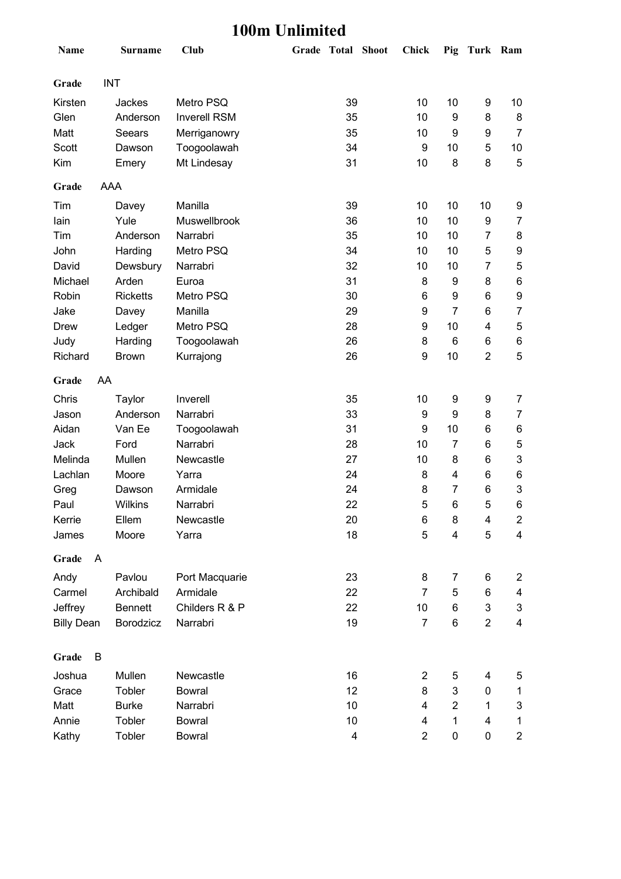# 100m Unlimited

| Name | Surname | Club | Grade | Total | Shoot | Chick | Pig | Turk | Ram |
|---|---|---|---|---|---|---|---|---|---|
| **Grade** | INT | | | | | | | | |
| Kirsten | Jackes | Metro PSQ | | 39 | | 10 | 10 | 9 | 10 |
| Glen | Anderson | Inverell RSM | | 35 | | 10 | 9 | 8 | 8 |
| Matt | Seears | Merriganowry | | 35 | | 10 | 9 | 9 | 7 |
| Scott | Dawson | Toogoolawah | | 34 | | 9 | 10 | 5 | 10 |
| Kim | Emery | Mt Lindesay | | 31 | | 10 | 8 | 8 | 5 |
| **Grade** | AAA | | | | | | | | |
| Tim | Davey | Manilla | | 39 | | 10 | 10 | 10 | 9 |
| Iain | Yule | Muswellbrook | | 36 | | 10 | 10 | 9 | 7 |
| Tim | Anderson | Narrabri | | 35 | | 10 | 10 | 7 | 8 |
| John | Harding | Metro PSQ | | 34 | | 10 | 10 | 5 | 9 |
| David | Dewsbury | Narrabri | | 32 | | 10 | 10 | 7 | 5 |
| Michael | Arden | Euroa | | 31 | | 8 | 9 | 8 | 6 |
| Robin | Ricketts | Metro PSQ | | 30 | | 6 | 9 | 6 | 9 |
| Jake | Davey | Manilla | | 29 | | 9 | 7 | 6 | 7 |
| Drew | Ledger | Metro PSQ | | 28 | | 9 | 10 | 4 | 5 |
| Judy | Harding | Toogoolawah | | 26 | | 8 | 6 | 6 | 6 |
| Richard | Brown | Kurrajong | | 26 | | 9 | 10 | 2 | 5 |
| **Grade** | AA | | | | | | | | |
| Chris | Taylor | Inverell | | 35 | | 10 | 9 | 9 | 7 |
| Jason | Anderson | Narrabri | | 33 | | 9 | 9 | 8 | 7 |
| Aidan | Van Ee | Toogoolawah | | 31 | | 9 | 10 | 6 | 6 |
| Jack | Ford | Narrabri | | 28 | | 10 | 7 | 6 | 5 |
| Melinda | Mullen | Newcastle | | 27 | | 10 | 8 | 6 | 3 |
| Lachlan | Moore | Yarra | | 24 | | 8 | 4 | 6 | 6 |
| Greg | Dawson | Armidale | | 24 | | 8 | 7 | 6 | 3 |
| Paul | Wilkins | Narrabri | | 22 | | 5 | 6 | 5 | 6 |
| Kerrie | Ellem | Newcastle | | 20 | | 6 | 8 | 4 | 2 |
| James | Moore | Yarra | | 18 | | 5 | 4 | 5 | 4 |
| **Grade** | A | | | | | | | | |
| Andy | Pavlou | Port Macquarie | | 23 | | 8 | 7 | 6 | 2 |
| Carmel | Archibald | Armidale | | 22 | | 7 | 5 | 6 | 4 |
| Jeffrey | Bennett | Childers R & P | | 22 | | 10 | 6 | 3 | 3 |
| Billy Dean | Borodzicz | Narrabri | | 19 | | 7 | 6 | 2 | 4 |
| **Grade** | B | | | | | | | | |
| Joshua | Mullen | Newcastle | | 16 | | 2 | 5 | 4 | 5 |
| Grace | Tobler | Bowral | | 12 | | 8 | 3 | 0 | 1 |
| Matt | Burke | Narrabri | | 10 | | 4 | 2 | 1 | 3 |
| Annie | Tobler | Bowral | | 10 | | 4 | 1 | 4 | 1 |
| Kathy | Tobler | Bowral | | 4 | | 2 | 0 | 0 | 2 |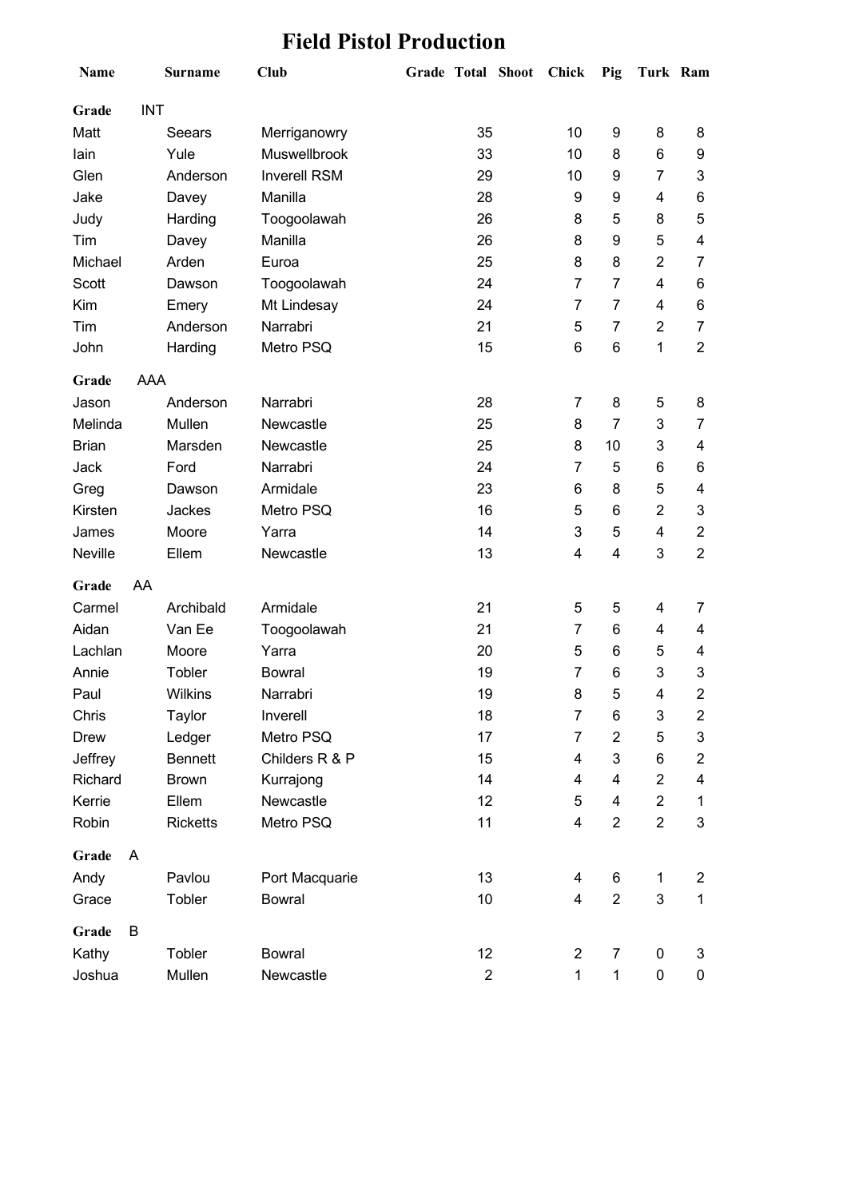# Field Pistol Production

| Name | Surname | Club | Grade | Total | Shoot | Chick | Pig | Turk | Ram |
|---|---|---|---|---|---|---|---|---|---|
| **Grade** INT | | | | | | | | | |
| Matt | Seears | Merriganowry | | 35 | | 10 | 9 | 8 | 8 |
| Iain | Yule | Muswellbrook | | 33 | | 10 | 8 | 6 | 9 |
| Glen | Anderson | Inverell RSM | | 29 | | 10 | 9 | 7 | 3 |
| Jake | Davey | Manilla | | 28 | | 9 | 9 | 4 | 6 |
| Judy | Harding | Toogoolawah | | 26 | | 8 | 5 | 8 | 5 |
| Tim | Davey | Manilla | | 26 | | 8 | 9 | 5 | 4 |
| Michael | Arden | Euroa | | 25 | | 8 | 8 | 2 | 7 |
| Scott | Dawson | Toogoolawah | | 24 | | 7 | 7 | 4 | 6 |
| Kim | Emery | Mt Lindesay | | 24 | | 7 | 7 | 4 | 6 |
| Tim | Anderson | Narrabri | | 21 | | 5 | 7 | 2 | 7 |
| John | Harding | Metro PSQ | | 15 | | 6 | 6 | 1 | 2 |
| **Grade** AAA | | | | | | | | | |
| Jason | Anderson | Narrabri | | 28 | | 7 | 8 | 5 | 8 |
| Melinda | Mullen | Newcastle | | 25 | | 8 | 7 | 3 | 7 |
| Brian | Marsden | Newcastle | | 25 | | 8 | 10 | 3 | 4 |
| Jack | Ford | Narrabri | | 24 | | 7 | 5 | 6 | 6 |
| Greg | Dawson | Armidale | | 23 | | 6 | 8 | 5 | 4 |
| Kirsten | Jackes | Metro PSQ | | 16 | | 5 | 6 | 2 | 3 |
| James | Moore | Yarra | | 14 | | 3 | 5 | 4 | 2 |
| Neville | Ellem | Newcastle | | 13 | | 4 | 4 | 3 | 2 |
| **Grade** AA | | | | | | | | | |
| Carmel | Archibald | Armidale | | 21 | | 5 | 5 | 4 | 7 |
| Aidan | Van Ee | Toogoolawah | | 21 | | 7 | 6 | 4 | 4 |
| Lachlan | Moore | Yarra | | 20 | | 5 | 6 | 5 | 4 |
| Annie | Tobler | Bowral | | 19 | | 7 | 6 | 3 | 3 |
| Paul | Wilkins | Narrabri | | 19 | | 8 | 5 | 4 | 2 |
| Chris | Taylor | Inverell | | 18 | | 7 | 6 | 3 | 2 |
| Drew | Ledger | Metro PSQ | | 17 | | 7 | 2 | 5 | 3 |
| Jeffrey | Bennett | Childers R & P | | 15 | | 4 | 3 | 6 | 2 |
| Richard | Brown | Kurrajong | | 14 | | 4 | 4 | 2 | 4 |
| Kerrie | Ellem | Newcastle | | 12 | | 5 | 4 | 2 | 1 |
| Robin | Ricketts | Metro PSQ | | 11 | | 4 | 2 | 2 | 3 |
| **Grade** A | | | | | | | | | |
| Andy | Pavlou | Port Macquarie | | 13 | | 4 | 6 | 1 | 2 |
| Grace | Tobler | Bowral | | 10 | | 4 | 2 | 3 | 1 |
| **Grade** B | | | | | | | | | |
| Kathy | Tobler | Bowral | | 12 | | 2 | 7 | 0 | 3 |
| Joshua | Mullen | Newcastle | | 2 | | 1 | 1 | 0 | 0 |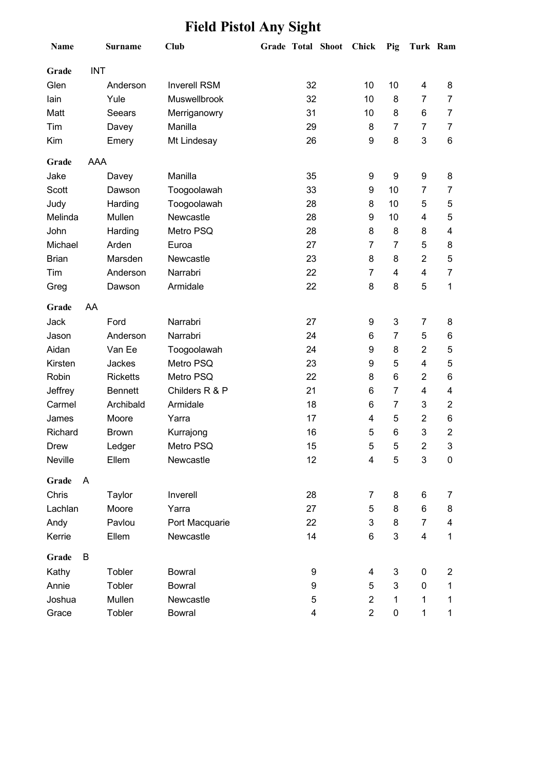# Field Pistol Any Sight

| Name | Surname | Club | Grade | Total | Shoot | Chick | Pig | Turk | Ram |
|---|---|---|---|---|---|---|---|---|---|
| **Grade** | INT | | | | | | | | |
| Glen | Anderson | Inverell RSM | | 32 | | 10 | 10 | 4 | 8 |
| Iain | Yule | Muswellbrook | | 32 | | 10 | 8 | 7 | 7 |
| Matt | Seears | Merriganowry | | 31 | | 10 | 8 | 6 | 7 |
| Tim | Davey | Manilla | | 29 | | 8 | 7 | 7 | 7 |
| Kim | Emery | Mt Lindesay | | 26 | | 9 | 8 | 3 | 6 |
| **Grade** | AAA | | | | | | | | |
| Jake | Davey | Manilla | | 35 | | 9 | 9 | 9 | 8 |
| Scott | Dawson | Toogoolawah | | 33 | | 9 | 10 | 7 | 7 |
| Judy | Harding | Toogoolawah | | 28 | | 8 | 10 | 5 | 5 |
| Melinda | Mullen | Newcastle | | 28 | | 9 | 10 | 4 | 5 |
| John | Harding | Metro PSQ | | 28 | | 8 | 8 | 8 | 4 |
| Michael | Arden | Euroa | | 27 | | 7 | 7 | 5 | 8 |
| Brian | Marsden | Newcastle | | 23 | | 8 | 8 | 2 | 5 |
| Tim | Anderson | Narrabri | | 22 | | 7 | 4 | 4 | 7 |
| Greg | Dawson | Armidale | | 22 | | 8 | 8 | 5 | 1 |
| **Grade** | AA | | | | | | | | |
| Jack | Ford | Narrabri | | 27 | | 9 | 3 | 7 | 8 |
| Jason | Anderson | Narrabri | | 24 | | 6 | 7 | 5 | 6 |
| Aidan | Van Ee | Toogoolawah | | 24 | | 9 | 8 | 2 | 5 |
| Kirsten | Jackes | Metro PSQ | | 23 | | 9 | 5 | 4 | 5 |
| Robin | Ricketts | Metro PSQ | | 22 | | 8 | 6 | 2 | 6 |
| Jeffrey | Bennett | Childers R & P | | 21 | | 6 | 7 | 4 | 4 |
| Carmel | Archibald | Armidale | | 18 | | 6 | 7 | 3 | 2 |
| James | Moore | Yarra | | 17 | | 4 | 5 | 2 | 6 |
| Richard | Brown | Kurrajong | | 16 | | 5 | 6 | 3 | 2 |
| Drew | Ledger | Metro PSQ | | 15 | | 5 | 5 | 2 | 3 |
| Neville | Ellem | Newcastle | | 12 | | 4 | 5 | 3 | 0 |
| **Grade** | A | | | | | | | | |
| Chris | Taylor | Inverell | | 28 | | 7 | 8 | 6 | 7 |
| Lachlan | Moore | Yarra | | 27 | | 5 | 8 | 6 | 8 |
| Andy | Pavlou | Port Macquarie | | 22 | | 3 | 8 | 7 | 4 |
| Kerrie | Ellem | Newcastle | | 14 | | 6 | 3 | 4 | 1 |
| **Grade** | B | | | | | | | | |
| Kathy | Tobler | Bowral | | 9 | | 4 | 3 | 0 | 2 |
| Annie | Tobler | Bowral | | 9 | | 5 | 3 | 0 | 1 |
| Joshua | Mullen | Newcastle | | 5 | | 2 | 1 | 1 | 1 |
| Grace | Tobler | Bowral | | 4 | | 2 | 0 | 1 | 1 |